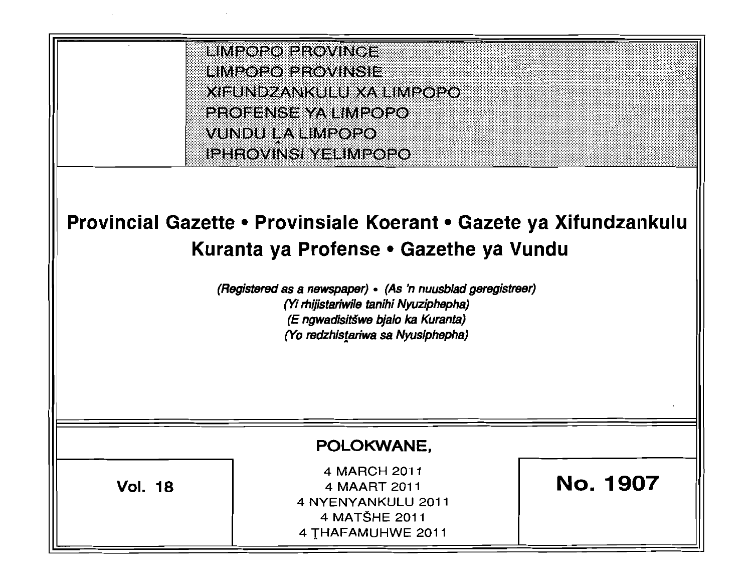LIMPOPO PROVINCE
LIMPOPO PROVINSIE
XIFUNDZANKULU XA LIMPOPO
PROFENSE YA LIMPOPO
VUNDU LA LIMPOPO
IPHROVINSI YELIMPOPO

# Provincial Gazette • Provinsiale Koerant • Gazete ya Xifundzankulu
# Kuranta ya Profense • Gazethe ya Vundu

*(Registered as a newspaper) • (As 'n nuusblad geregistreer)*
*(Yi rhijistariwile tanihi Nyuziphepha)*
*(E ngwadisitšwe bjalo ka Kuranta)*
*(Yo redzhistariwa sa Nyusiphepha)*

**POLOKWANE,**

**Vol. 18**

4 MARCH 2011
4 MAART 2011
4 NYENYANKULU 2011
4 MATŠHE 2011
4 THAFAMUHWE 2011

**No. 1907**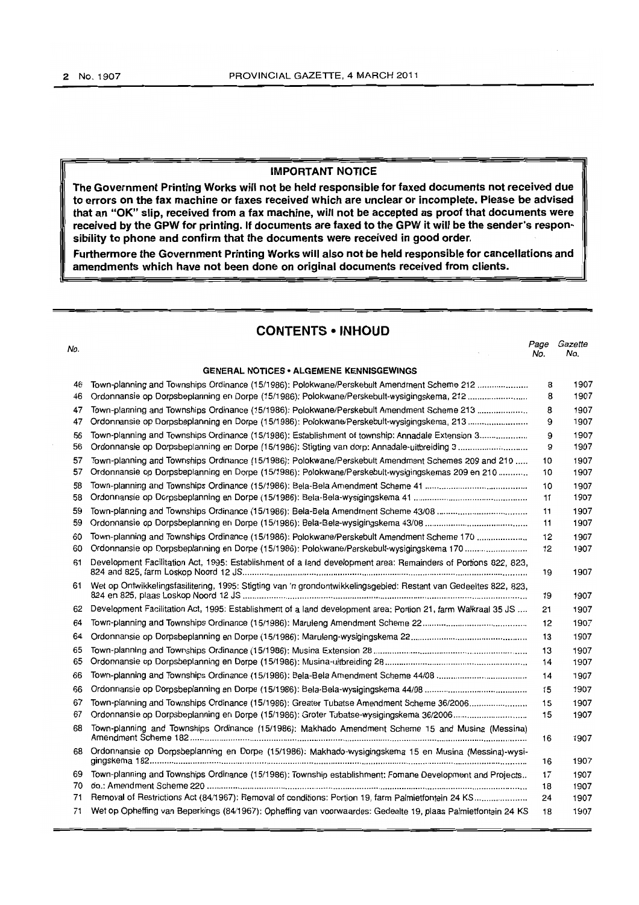**IMPORTANT NOTICE**

**The Government Printing Works will not be held responsible for faxed documents not received due to errors on the fax machine or faxes received which are unclear or incomplete. Please be advised that an "OK" slip, received from a fax machine, will not be accepted as proof that documents were received by the GPW for printing. If documents are faxed to the GPW it will be the sender's responsibility to phone and confirm that the documents were received in good order.**

**Furthermore the Government Printing Works will also not be held responsible for cancellations and amendments which have not been done on original documents received from clients.**

## CONTENTS • INHOUD

| No. | | Page No. | Gazette No. |
|---|---|---|---|
| | **GENERAL NOTICES • ALGEMENE KENNISGEWINGS** | | |
| 46 | Town-planning and Townships Ordinance (15/1986): Polokwane/Perskebult Amendment Scheme 212 | 8 | 1907 |
| 46 | Ordonnansie op Dorpsbeplanning en Dorpe (15/1986): Polokwane/Perskebult-wysigingskema, 212 | 8 | 1907 |
| 47 | Town-planning and Townships Ordinance (15/1986): Polokwane/Perskebult Amendment Scheme 213 | 8 | 1907 |
| 47 | Ordonnansie op Dorpsbeplanning en Dorpe (15/1986): Polokwane/Perskebult-wysigingskema, 213 | 9 | 1907 |
| 56 | Town-planning and Townships Ordinance (15/1986): Establishment of township: Annadale Extension 3 | 9 | 1907 |
| 56 | Ordonnansie op Dorpsbeplanning en Dorpe (15/1986): Stigting van dorp: Annadale-uitbreiding 3 | 9 | 1907 |
| 57 | Town-planning and Townships Ordinance (15/1986): Polokwane/Perskebult Amendment Schemes 209 and 210 | 10 | 1907 |
| 57 | Ordonnansie op Dorpsbeplanning en Dorpe (15/1986): Polokwane/Perskebult-wysigingskemas 209 en 210 | 10 | 1907 |
| 58 | Town-planning and Townships Ordinance (15/1986): Bela-Bela Amendment Scheme 41 | 10 | 1907 |
| 58 | Ordonnansie op Dorpsbeplanning en Dorpe (15/1986): Bela-Bela-wysigingskema 41 | 11 | 1907 |
| 59 | Town-planning and Townships Ordinance (15/1986): Bela-Bela Amendment Scheme 43/08 | 11 | 1907 |
| 59 | Ordonnansie op Dorpsbeplanning en Dorpe (15/1986): Bela-Bela-wysigingskema 43/08 | 11 | 1907 |
| 60 | Town-planning and Townships Ordinance (15/1986): Polokwane/Perskebult Amendment Scheme 170 | 12 | 1907 |
| 60 | Ordonnansie op Dorpsbeplanning en Dorpe (15/1986): Polokwane/Perskebult-wysigingskema 170 | 12 | 1907 |
| 61 | Development Facilitation Act, 1995: Establishment of a land development area: Remainders of Portions 822, 823, 824 and 825, farm Loskop Noord 12 JS | 19 | 1907 |
| 61 | Wet op Ontwikkelingsfasilitering, 1995: Stigting van 'n grondontwikkelingsgebied: Restant van Gedeeltes 822, 823, 824 en 825, plaas Loskop Noord 12 JS | 19 | 1907 |
| 62 | Development Facilitation Act, 1995: Establishment of a land development area: Portion 21, farm Walkraal 35 JS | 21 | 1907 |
| 64 | Town-planning and Townships Ordinance (15/1986): Maruleng Amendment Scheme 22 | 12 | 1907 |
| 64 | Ordonnansie op Dorpsbeplanning en Dorpe (15/1986): Maruleng-wysigingskema 22 | 13 | 1907 |
| 65 | Town-planning and Townships Ordinance (15/1986): Musina Extension 28 | 13 | 1907 |
| 65 | Ordonnansie op Dorpsbeplanning en Dorpe (15/1986): Musina-uitbreiding 28 | 14 | 1907 |
| 66 | Town-planning and Townships Ordinance (15/1986): Bela-Bela Amendment Scheme 44/08 | 14 | 1907 |
| 66 | Ordonnansie op Dorpsbeplanning en Dorpe (15/1986): Bela-Bela-wysigingskema 44/08 | 15 | 1907 |
| 67 | Town-planning and Townships Ordinance (15/1986): Greater Tubatse Amendment Scheme 36/2006 | 15 | 1907 |
| 67 | Ordonnansie op Dorpsbeplanning en Dorpe (15/1986): Groter Tubatse-wysigingskema 36/2006 | 15 | 1907 |
| 68 | Town-planning and Townships Ordinance (15/1986): Makhado Amendment Scheme 15 and Musina (Messina) Amendment Scheme 182 | 16 | 1907 |
| 68 | Ordonnansie op Dorpsbeplanning en Dorpe (15/1986): Makhado-wysigingskema 15 en Musina (Messina)-wysigingskema 182 | 16 | 1907 |
| 69 | Town-planning and Townships Ordinance (15/1986): Township establishment: Fomane Development and Projects | 17 | 1907 |
| 70 | do.: Amendment Scheme 220 | 18 | 1907 |
| 71 | Removal of Restrictions Act (84/1967): Removal of conditions: Portion 19, farm Palmietfontein 24 KS | 24 | 1907 |
| 71 | Wet op Opheffing van Beperkings (84/1967): Opheffing van voorwaardes: Gedeelte 19, plaas Palmietfontein 24 KS | 18 | 1907 |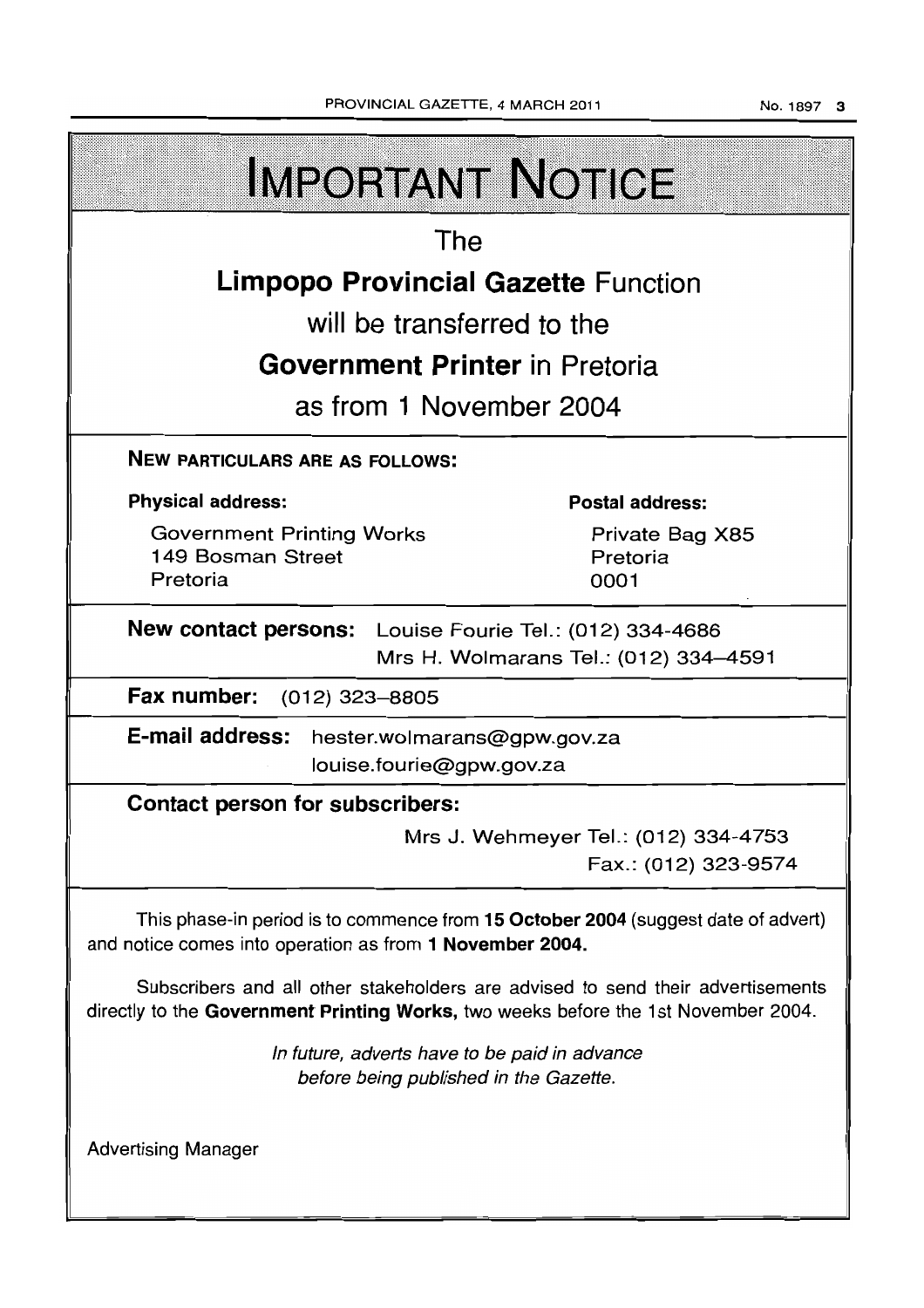# IMPORTANT NOTICE

The

**Limpopo Provincial Gazette** Function

will be transferred to the

**Government Printer** in Pretoria

as from 1 November 2004

**NEW PARTICULARS ARE AS FOLLOWS:**

**Physical address:**

Government Printing Works
149 Bosman Street
Pretoria

**Postal address:**

Private Bag X85
Pretoria
0001

**New contact persons:** Louise Fourie Tel.: (012) 334-4686
Mrs H. Wolmarans Tel.: (012) 334–4591

**Fax number:** (012) 323–8805

**E-mail address:** hester.wolmarans@gpw.gov.za
louise.fourie@gpw.gov.za

**Contact person for subscribers:**

Mrs J. Wehmeyer Tel.: (012) 334-4753
Fax.: (012) 323-9574

This phase-in period is to commence from **15 October 2004** (suggest date of advert) and notice comes into operation as from **1 November 2004.**

Subscribers and all other stakeholders are advised to send their advertisements directly to the **Government Printing Works,** two weeks before the 1st November 2004.

*In future, adverts have to be paid in advance before being published in the Gazette.*

Advertising Manager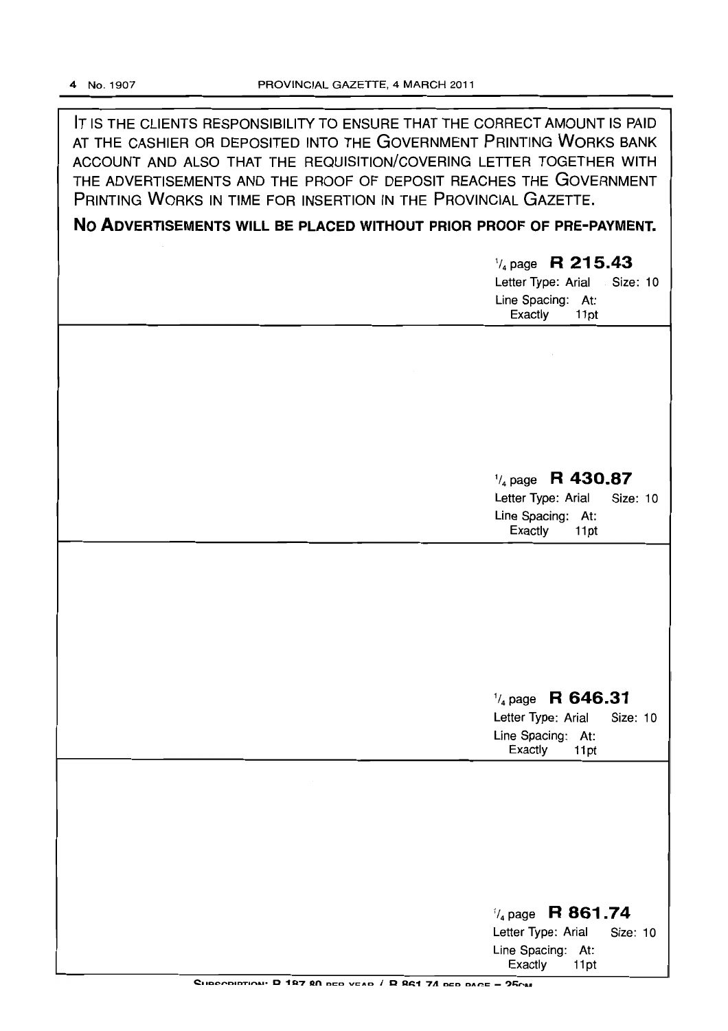IT IS THE CLIENTS RESPONSIBILITY TO ENSURE THAT THE CORRECT AMOUNT IS PAID AT THE CASHIER OR DEPOSITED INTO THE GOVERNMENT PRINTING WORKS BANK ACCOUNT AND ALSO THAT THE REQUISITION/COVERING LETTER TOGETHER WITH THE ADVERTISEMENTS AND THE PROOF OF DEPOSIT REACHES THE GOVERNMENT PRINTING WORKS IN TIME FOR INSERTION IN THE PROVINCIAL GAZETTE.

**NO ADVERTISEMENTS WILL BE PLACED WITHOUT PRIOR PROOF OF PRE-PAYMENT.**

1/4 page **R 215.43**
Letter Type: Arial Size: 10
Line Spacing: At: Exactly 11pt

1/4 page **R 430.87**
Letter Type: Arial Size: 10
Line Spacing: At: Exactly 11pt

1/4 page **R 646.31**
Letter Type: Arial Size: 10
Line Spacing: At: Exactly 11pt

1/4 page **R 861.74**
Letter Type: Arial Size: 10
Line Spacing: At: Exactly 11pt

SUBSCRIPTION: R 187.80 PER YEAR / R 861.74 PER PAGE = 25CM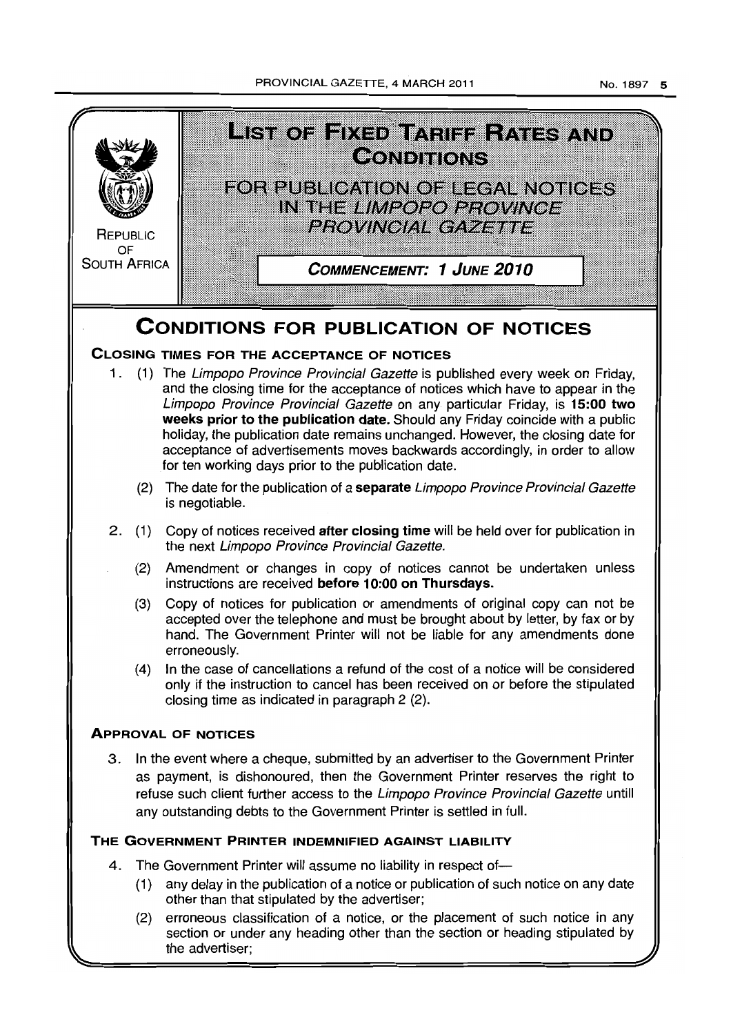REPUBLIC OF SOUTH AFRICA

# LIST OF FIXED TARIFF RATES AND CONDITIONS

## FOR PUBLICATION OF LEGAL NOTICES IN THE *LIMPOPO PROVINCE PROVINCIAL GAZETTE*

***COMMENCEMENT: 1 JUNE 2010***

# CONDITIONS FOR PUBLICATION OF NOTICES

## CLOSING TIMES FOR THE ACCEPTANCE OF NOTICES

1. (1) The *Limpopo Province Provincial Gazette* is published every week on Friday, and the closing time for the acceptance of notices which have to appear in the *Limpopo Province Provincial Gazette* on any particular Friday, is **15:00 two weeks prior to the publication date.** Should any Friday coincide with a public holiday, the publication date remains unchanged. However, the closing date for acceptance of advertisements moves backwards accordingly, in order to allow for ten working days prior to the publication date.

   (2) The date for the publication of a **separate** *Limpopo Province Provincial Gazette* is negotiable.

2. (1) Copy of notices received **after closing time** will be held over for publication in the next *Limpopo Province Provincial Gazette.*

   (2) Amendment or changes in copy of notices cannot be undertaken unless instructions are received **before 10:00 on Thursdays.**

   (3) Copy of notices for publication or amendments of original copy can not be accepted over the telephone and must be brought about by letter, by fax or by hand. The Government Printer will not be liable for any amendments done erroneously.

   (4) In the case of cancellations a refund of the cost of a notice will be considered only if the instruction to cancel has been received on or before the stipulated closing time as indicated in paragraph 2 (2).

## APPROVAL OF NOTICES

3. In the event where a cheque, submitted by an advertiser to the Government Printer as payment, is dishonoured, then the Government Printer reserves the right to refuse such client further access to the *Limpopo Province Provincial Gazette* untill any outstanding debts to the Government Printer is settled in full.

## THE GOVERNMENT PRINTER INDEMNIFIED AGAINST LIABILITY

4. The Government Printer will assume no liability in respect of—

   (1) any delay in the publication of a notice or publication of such notice on any date other than that stipulated by the advertiser;

   (2) erroneous classification of a notice, or the placement of such notice in any section or under any heading other than the section or heading stipulated by the advertiser;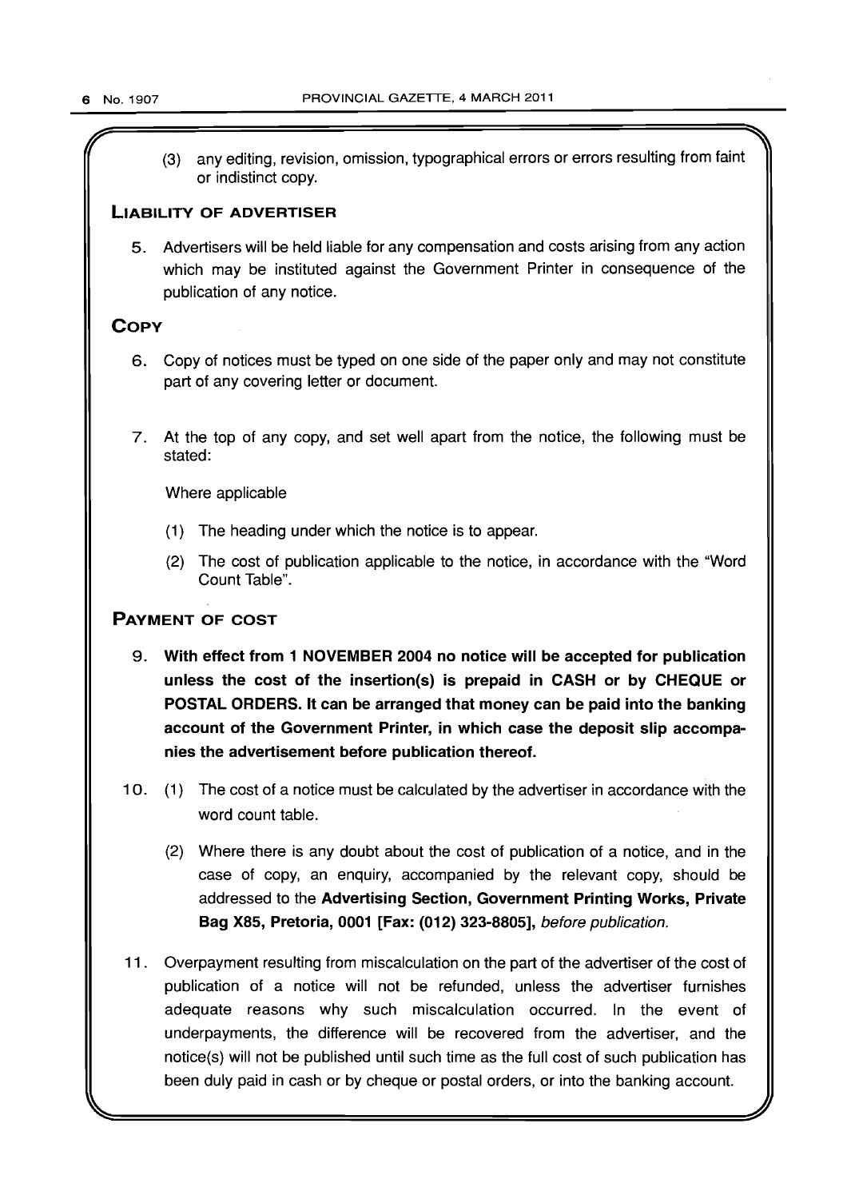(3) any editing, revision, omission, typographical errors or errors resulting from faint or indistinct copy.

## LIABILITY OF ADVERTISER

5. Advertisers will be held liable for any compensation and costs arising from any action which may be instituted against the Government Printer in consequence of the publication of any notice.

## COPY

6. Copy of notices must be typed on one side of the paper only and may not constitute part of any covering letter or document.

7. At the top of any copy, and set well apart from the notice, the following must be stated:

   Where applicable

   (1) The heading under which the notice is to appear.

   (2) The cost of publication applicable to the notice, in accordance with the "Word Count Table".

## PAYMENT OF COST

9. **With effect from 1 NOVEMBER 2004 no notice will be accepted for publication unless the cost of the insertion(s) is prepaid in CASH or by CHEQUE or POSTAL ORDERS. It can be arranged that money can be paid into the banking account of the Government Printer, in which case the deposit slip accompanies the advertisement before publication thereof.**

10. (1) The cost of a notice must be calculated by the advertiser in accordance with the word count table.

    (2) Where there is any doubt about the cost of publication of a notice, and in the case of copy, an enquiry, accompanied by the relevant copy, should be addressed to the **Advertising Section, Government Printing Works, Private Bag X85, Pretoria, 0001 [Fax: (012) 323-8805],** *before publication.*

11. Overpayment resulting from miscalculation on the part of the advertiser of the cost of publication of a notice will not be refunded, unless the advertiser furnishes adequate reasons why such miscalculation occurred. In the event of underpayments, the difference will be recovered from the advertiser, and the notice(s) will not be published until such time as the full cost of such publication has been duly paid in cash or by cheque or postal orders, or into the banking account.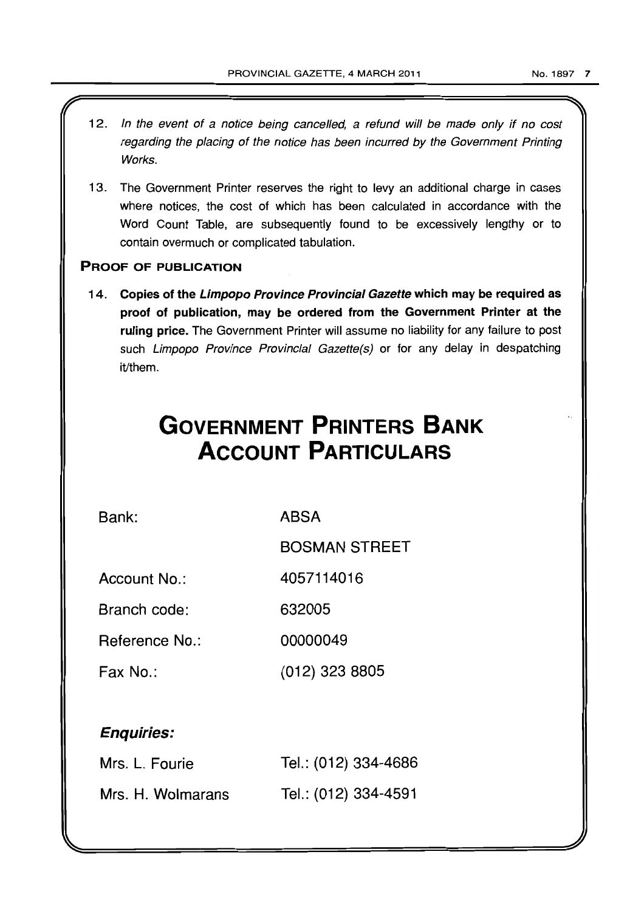12. *In the event of a notice being cancelled, a refund will be made only if no cost regarding the placing of the notice has been incurred by the Government Printing Works.*

13. The Government Printer reserves the right to levy an additional charge in cases where notices, the cost of which has been calculated in accordance with the Word Count Table, are subsequently found to be excessively lengthy or to contain overmuch or complicated tabulation.

## PROOF OF PUBLICATION

14. **Copies of the *Limpopo Province Provincial Gazette* which may be required as proof of publication, may be ordered from the Government Printer at the ruling price.** The Government Printer will assume no liability for any failure to post such *Limpopo Province Provincial Gazette(s)* or for any delay in despatching it/them.

# GOVERNMENT PRINTERS BANK ACCOUNT PARTICULARS

| | |
|---|---|
| Bank: | ABSA |
| | BOSMAN STREET |
| Account No.: | 4057114016 |
| Branch code: | 632005 |
| Reference No.: | 00000049 |
| Fax No.: | (012) 323 8805 |

### *Enquiries:*

| | |
|---|---|
| Mrs. L. Fourie | Tel.: (012) 334-4686 |
| Mrs. H. Wolmarans | Tel.: (012) 334-4591 |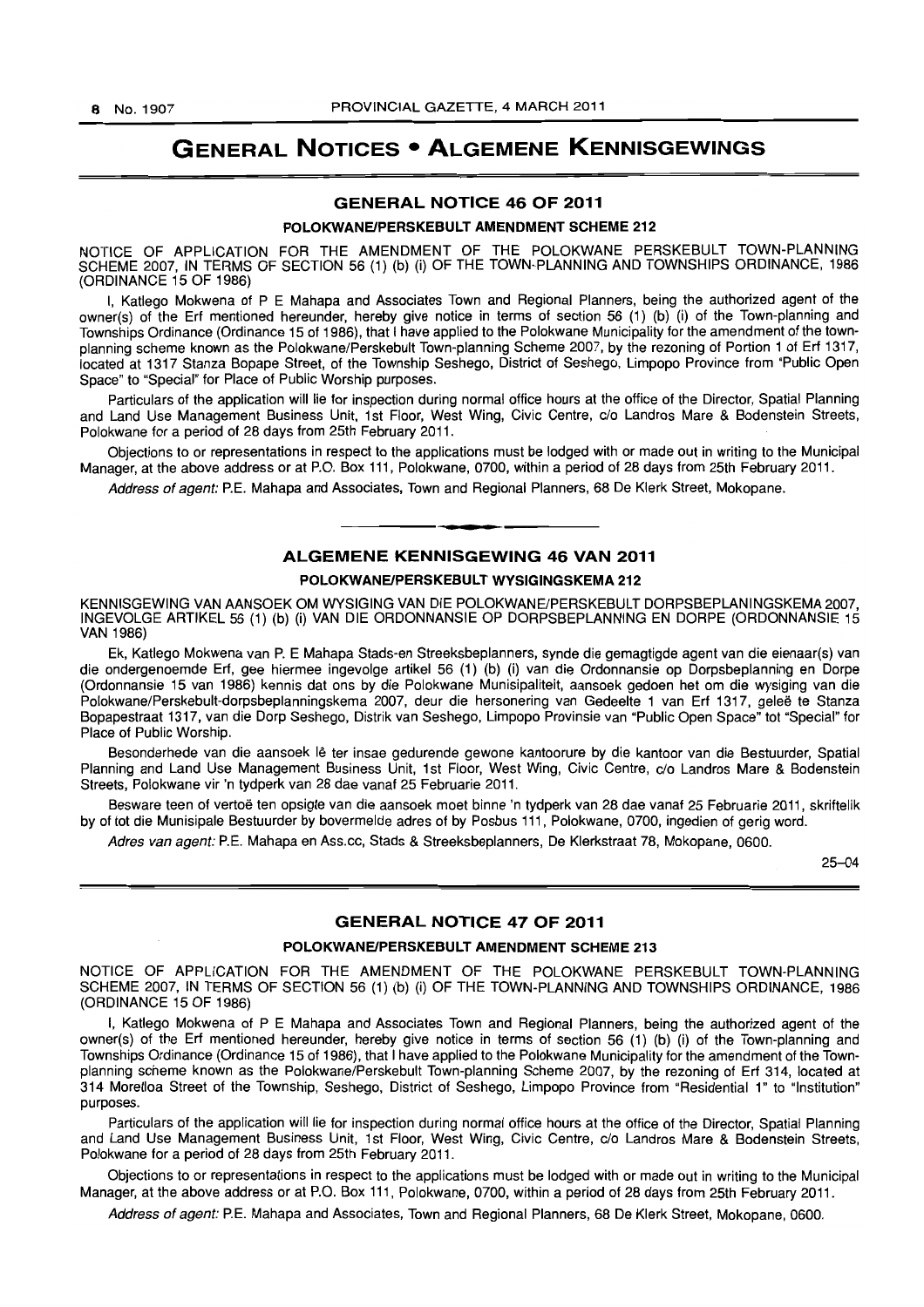# GENERAL NOTICES • ALGEMENE KENNISGEWINGS

## GENERAL NOTICE 46 OF 2011

### POLOKWANE/PERSKEBULT AMENDMENT SCHEME 212

NOTICE OF APPLICATION FOR THE AMENDMENT OF THE POLOKWANE PERSKEBULT TOWN-PLANNING SCHEME 2007, IN TERMS OF SECTION 56 (1) (b) (i) OF THE TOWN-PLANNING AND TOWNSHIPS ORDINANCE, 1986 (ORDINANCE 15 OF 1986)

I, Katlego Mokwena of P E Mahapa and Associates Town and Regional Planners, being the authorized agent of the owner(s) of the Erf mentioned hereunder, hereby give notice in terms of section 56 (1) (b) (i) of the Town-planning and Townships Ordinance (Ordinance 15 of 1986), that I have applied to the Polokwane Municipality for the amendment of the town-planning scheme known as the Polokwane/Perskebult Town-planning Scheme 2007, by the rezoning of Portion 1 of Erf 1317, located at 1317 Stanza Bopape Street, of the Township Seshego, District of Seshego, Limpopo Province from "Public Open Space" to "Special" for Place of Public Worship purposes.

Particulars of the application will lie for inspection during normal office hours at the office of the Director, Spatial Planning and Land Use Management Business Unit, 1st Floor, West Wing, Civic Centre, c/o Landros Mare & Bodenstein Streets, Polokwane for a period of 28 days from 25th February 2011.

Objections to or representations in respect to the applications must be lodged with or made out in writing to the Municipal Manager, at the above address or at P.O. Box 111, Polokwane, 0700, within a period of 28 days from 25th February 2011.

*Address of agent:* P.E. Mahapa and Associates, Town and Regional Planners, 68 De Klerk Street, Mokopane.

---

## ALGEMENE KENNISGEWING 46 VAN 2011

### POLOKWANE/PERSKEBULT WYSIGINGSKEMA 212

KENNISGEWING VAN AANSOEK OM WYSIGING VAN DIE POLOKWANE/PERSKEBULT DORPSBEPLANINGSKEMA 2007, INGEVOLGE ARTIKEL 56 (1) (b) (i) VAN DIE ORDONNANSIE OP DORPSBEPLANNING EN DORPE (ORDONNANSIE 15 VAN 1986)

Ek, Katlego Mokwena van P. E Mahapa Stads-en Streeksbeplanners, synde die gemagtigde agent van die eienaar(s) van die ondergenoemde Erf, gee hiermee ingevolge artikel 56 (1) (b) (i) van die Ordonnansie op Dorpsbeplanning en Dorpe (Ordonnansie 15 van 1986) kennis dat ons by die Polokwane Munisipaliteit, aansoek gedoen het om die wysiging van die Polokwane/Perskebult-dorpsbeplanningskema 2007, deur die hersonering van Gedeelte 1 van Erf 1317, geleë te Stanza Bopapestraat 1317, van die Dorp Seshego, Distrik van Seshego, Limpopo Provinsie van "Public Open Space" tot "Special" for Place of Public Worship.

Besonderhede van die aansoek lê ter insae gedurende gewone kantoorure by die kantoor van die Bestuurder, Spatial Planning and Land Use Management Business Unit, 1st Floor, West Wing, Civic Centre, c/o Landros Mare & Bodenstein Streets, Polokwane vir 'n tydperk van 28 dae vanaf 25 Februarie 2011.

Besware teen of vertoë ten opsigte van die aansoek moet binne 'n tydperk van 28 dae vanaf 25 Februarie 2011, skriftelik by of tot die Munisipale Bestuurder by bovermelde adres of by Posbus 111, Polokwane, 0700, ingedien of gerig word.

*Adres van agent:* P.E. Mahapa en Ass.cc, Stads & Streeksbeplanners, De Klerkstraat 78, Mokopane, 0600.

25–04

---

## GENERAL NOTICE 47 OF 2011

### POLOKWANE/PERSKEBULT AMENDMENT SCHEME 213

NOTICE OF APPLICATION FOR THE AMENDMENT OF THE POLOKWANE PERSKEBULT TOWN-PLANNING SCHEME 2007, IN TERMS OF SECTION 56 (1) (b) (i) OF THE TOWN-PLANNING AND TOWNSHIPS ORDINANCE, 1986 (ORDINANCE 15 OF 1986)

I, Katlego Mokwena of P E Mahapa and Associates Town and Regional Planners, being the authorized agent of the owner(s) of the Erf mentioned hereunder, hereby give notice in terms of section 56 (1) (b) (i) of the Town-planning and Townships Ordinance (Ordinance 15 of 1986), that I have applied to the Polokwane Municipality for the amendment of the Town-planning scheme known as the Polokwane/Perskebult Town-planning Scheme 2007, by the rezoning of Erf 314, located at 314 Moretloa Street of the Township, Seshego, District of Seshego, Limpopo Province from "Residential 1" to "Institution" purposes.

Particulars of the application will lie for inspection during normal office hours at the office of the Director, Spatial Planning and Land Use Management Business Unit, 1st Floor, West Wing, Civic Centre, c/o Landros Mare & Bodenstein Streets, Polokwane for a period of 28 days from 25th February 2011.

Objections to or representations in respect to the applications must be lodged with or made out in writing to the Municipal Manager, at the above address or at P.O. Box 111, Polokwane, 0700, within a period of 28 days from 25th February 2011.

*Address of agent:* P.E. Mahapa and Associates, Town and Regional Planners, 68 De Klerk Street, Mokopane, 0600.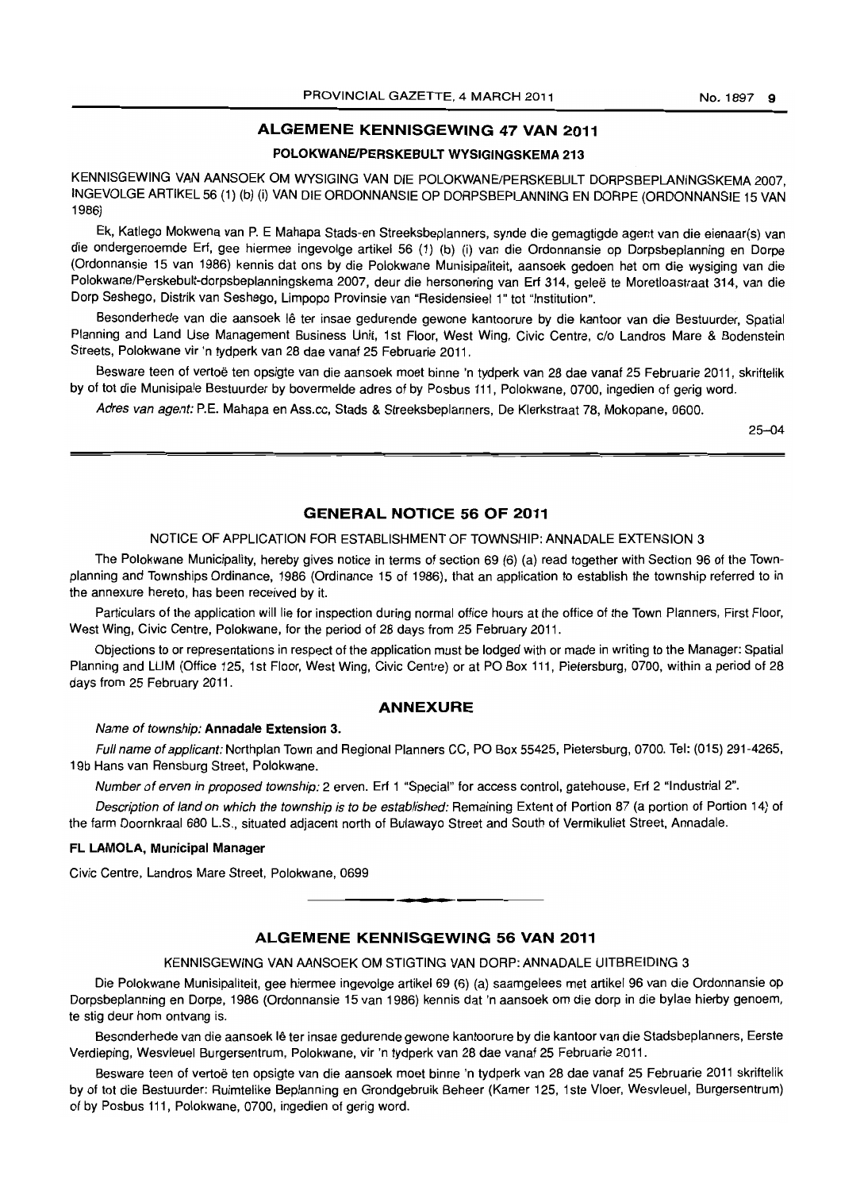## ALGEMENE KENNISGEWING 47 VAN 2011

### POLOKWANE/PERSKEBULT WYSIGINGSKEMA 213

KENNISGEWING VAN AANSOEK OM WYSIGING VAN DIE POLOKWANE/PERSKEBULT DORPSBEPLANINGSKEMA 2007, INGEVOLGE ARTIKEL 56 (1) (b) (i) VAN DIE ORDONNANSIE OP DORPSBEPLANNING EN DORPE (ORDONNANSIE 15 VAN 1986)

Ek, Katlego Mokwena van P. E Mahapa Stads-en Streeksbeplanners, synde die gemagtigde agent van die eienaar(s) van die ondergenoemde Erf, gee hiermee ingevolge artikel 56 (1) (b) (i) van die Ordonnansie op Dorpsbeplanning en Dorpe (Ordonnansie 15 van 1986) kennis dat ons by die Polokwane Munisipaliteit, aansoek gedoen het om die wysiging van die Polokwane/Perskebult-dorpsbeplanningskema 2007, deur die hersonering van Erf 314, geleë te Moretloastraat 314, van die Dorp Seshego, Distrik van Seshego, Limpopo Provinsie van "Residensieel 1" tot "Institution".

Besonderhede van die aansoek lê ter insae gedurende gewone kantoorure by die kantoor van die Bestuurder, Spatial Planning and Land Use Management Business Unit, 1st Floor, West Wing, Civic Centre, c/o Landros Mare & Bodenstein Streets, Polokwane vir 'n tydperk van 28 dae vanaf 25 Februarie 2011.

Besware teen of vertoë ten opsigte van die aansoek moet binne 'n tydperk van 28 dae vanaf 25 Februarie 2011, skriftelik by of tot die Munisipale Bestuurder by bovermelde adres of by Posbus 111, Polokwane, 0700, ingedien of gerig word.

*Adres van agent:* P.E. Mahapa en Ass.cc, Stads & Streeksbeplanners, De Klerkstraat 78, Mokopane, 0600.

25–04

## GENERAL NOTICE 56 OF 2011

NOTICE OF APPLICATION FOR ESTABLISHMENT OF TOWNSHIP: ANNADALE EXTENSION 3

The Polokwane Municipality, hereby gives notice in terms of section 69 (6) (a) read together with Section 96 of the Town-planning and Townships Ordinance, 1986 (Ordinance 15 of 1986), that an application to establish the township referred to in the annexure hereto, has been received by it.

Particulars of the application will lie for inspection during normal office hours at the office of the Town Planners, First Floor, West Wing, Civic Centre, Polokwane, for the period of 28 days from 25 February 2011.

Objections to or representations in respect of the application must be lodged with or made in writing to the Manager: Spatial Planning and LUM (Office 125, 1st Floor, West Wing, Civic Centre) or at PO Box 111, Pietersburg, 0700, within a period of 28 days from 25 February 2011.

### ANNEXURE

*Name of township:* **Annadale Extension 3.**

*Full name of applicant:* Northplan Town and Regional Planners CC, PO Box 55425, Pietersburg, 0700. Tel: (015) 291-4265, 19b Hans van Rensburg Street, Polokwane.

*Number of erven in proposed township:* 2 erven. Erf 1 "Special" for access control, gatehouse, Erf 2 "Industrial 2".

*Description of land on which the township is to be established:* Remaining Extent of Portion 87 (a portion of Portion 14) of the farm Doornkraal 680 L.S., situated adjacent north of Bulawayo Street and South of Vermikuliet Street, Annadale.

**FL LAMOLA, Municipal Manager**

Civic Centre, Landros Mare Street, Polokwane, 0699

## ALGEMENE KENNISGEWING 56 VAN 2011

KENNISGEWING VAN AANSOEK OM STIGTING VAN DORP: ANNADALE UITBREIDING 3

Die Polokwane Munisipaliteit, gee hiermee ingevolge artikel 69 (6) (a) saamgelees met artikel 96 van die Ordonnansie op Dorpsbeplanning en Dorpe, 1986 (Ordonnansie 15 van 1986) kennis dat 'n aansoek om die dorp in die bylae hierby genoem, te stig deur hom ontvang is.

Besonderhede van die aansoek lê ter insae gedurende gewone kantoorure by die kantoor van die Stadsbeplanners, Eerste Verdieping, Wesvleuel Burgersentrum, Polokwane, vir 'n tydperk van 28 dae vanaf 25 Februarie 2011.

Besware teen of vertoë ten opsigte van die aansoek moet binne 'n tydperk van 28 dae vanaf 25 Februarie 2011 skriftelik by of tot die Bestuurder: Ruimtelike Beplanning en Grondgebruik Beheer (Kamer 125, 1ste Vloer, Wesvleuel, Burgersentrum) of by Posbus 111, Polokwane, 0700, ingedien of gerig word.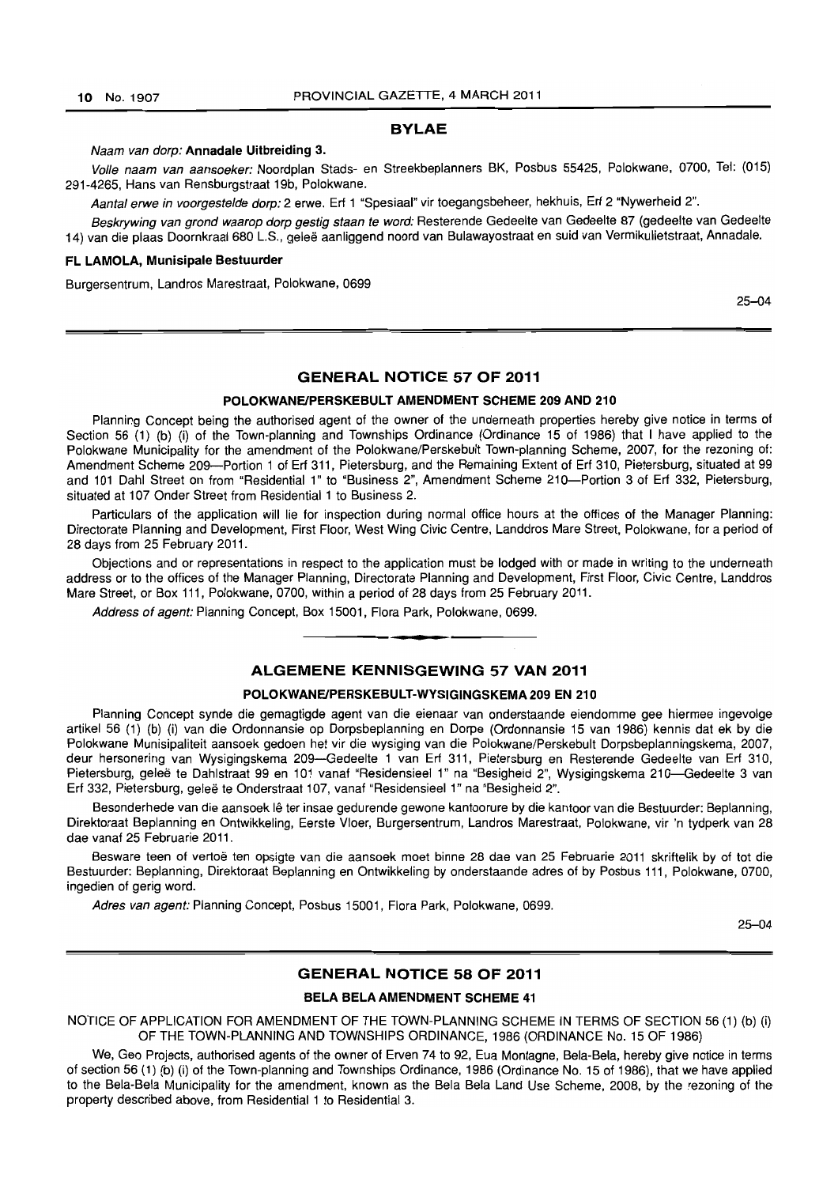## BYLAE

*Naam van dorp:* **Annadale Uitbreiding 3.**

*Volle naam van aansoeker:* Noordplan Stads- en Streekbeplanners BK, Posbus 55425, Polokwane, 0700, Tel: (015) 291-4265, Hans van Rensburgstraat 19b, Polokwane.

*Aantal erwe in voorgestelde dorp:* 2 erwe. Erf 1 "Spesiaal" vir toegangsbeheer, hekhuis, Erf 2 "Nywerheid 2".

*Beskrywing van grond waarop dorp gestig staan te word:* Resterende Gedeelte van Gedeelte 87 (gedeelte van Gedeelte 14) van die plaas Doornkraal 680 L.S., geleë aanliggend noord van Bulawayostraat en suid van Vermikulietstraat, Annadale.

**FL LAMOLA, Munisipale Bestuurder**

Burgersentrum, Landros Marestraat, Polokwane, 0699

25–04

## GENERAL NOTICE 57 OF 2011

### POLOKWANE/PERSKEBULT AMENDMENT SCHEME 209 AND 210

Planning Concept being the authorised agent of the owner of the underneath properties hereby give notice in terms of Section 56 (1) (b) (i) of the Town-planning and Townships Ordinance (Ordinance 15 of 1986) that I have applied to the Polokwane Municipality for the amendment of the Polokwane/Perskebult Town-planning Scheme, 2007, for the rezoning of: Amendment Scheme 209—Portion 1 of Erf 311, Pietersburg, and the Remaining Extent of Erf 310, Pietersburg, situated at 99 and 101 Dahl Street on from "Residential 1" to "Business 2", Amendment Scheme 210—Portion 3 of Erf 332, Pietersburg, situated at 107 Onder Street from Residential 1 to Business 2.

Particulars of the application will lie for inspection during normal office hours at the offices of the Manager Planning: Directorate Planning and Development, First Floor, West Wing Civic Centre, Landdros Mare Street, Polokwane, for a period of 28 days from 25 February 2011.

Objections and or representations in respect to the application must be lodged with or made in writing to the underneath address or to the offices of the Manager Planning, Directorate Planning and Development, First Floor, Civic Centre, Landdros Mare Street, or Box 111, Polokwane, 0700, within a period of 28 days from 25 February 2011.

*Address of agent:* Planning Concept, Box 15001, Flora Park, Polokwane, 0699.

## ALGEMENE KENNISGEWING 57 VAN 2011

### POLOKWANE/PERSKEBULT-WYSIGINGSKEMA 209 EN 210

Planning Concept synde die gemagtigde agent van die eienaar van onderstaande eiendomme gee hiermee ingevolge artikel 56 (1) (b) (i) van die Ordonnansie op Dorpsbeplanning en Dorpe (Ordonnansie 15 van 1986) kennis dat ek by die Polokwane Munisipaliteit aansoek gedoen het vir die wysiging van die Polokwane/Perskebult Dorpsbeplanningskema, 2007, deur hersonering van Wysigingskema 209—Gedeelte 1 van Erf 311, Pietersburg en Resterende Gedeelte van Erf 310, Pietersburg, geleë te Dahlstraat 99 en 101 vanaf "Residensieel 1" na "Besigheid 2", Wysigingskema 210—Gedeelte 3 van Erf 332, Pietersburg, geleë te Onderstraat 107, vanaf "Residensieel 1" na "Besigheid 2".

Besonderhede van die aansoek lê ter insae gedurende gewone kantoorure by die kantoor van die Bestuurder: Beplanning, Direktoraat Beplanning en Ontwikkeling, Eerste Vloer, Burgersentrum, Landros Marestraat, Polokwane, vir 'n tydperk van 28 dae vanaf 25 Februarie 2011.

Besware teen of vertoë ten opsigte van die aansoek moet binne 28 dae van 25 Februarie 2011 skriftelik by of tot die Bestuurder: Beplanning, Direktoraat Beplanning en Ontwikkeling by onderstaande adres of by Posbus 111, Polokwane, 0700, ingedien of gerig word.

*Adres van agent:* Planning Concept, Posbus 15001, Flora Park, Polokwane, 0699.

25–04

## GENERAL NOTICE 58 OF 2011

### BELA BELA AMENDMENT SCHEME 41

NOTICE OF APPLICATION FOR AMENDMENT OF THE TOWN-PLANNING SCHEME IN TERMS OF SECTION 56 (1) (b) (i) OF THE TOWN-PLANNING AND TOWNSHIPS ORDINANCE, 1986 (ORDINANCE No. 15 OF 1986)

We, Geo Projects, authorised agents of the owner of Erven 74 to 92, Eua Montagne, Bela-Bela, hereby give notice in terms of section 56 (1) (b) (i) of the Town-planning and Townships Ordinance, 1986 (Ordinance No. 15 of 1986), that we have applied to the Bela-Bela Municipality for the amendment, known as the Bela Bela Land Use Scheme, 2008, by the rezoning of the property described above, from Residential 1 to Residential 3.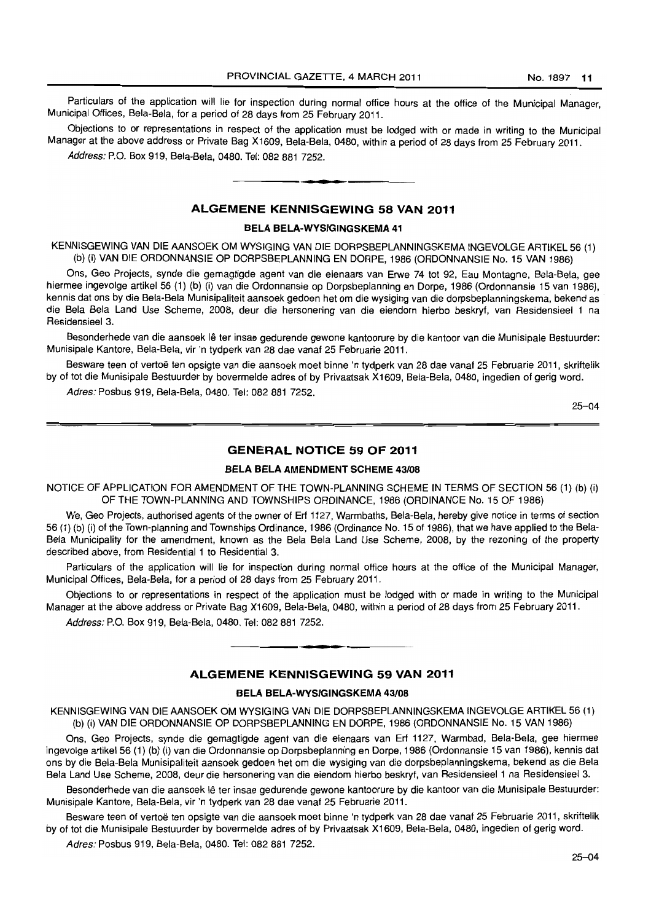Particulars of the application will lie for inspection during normal office hours at the office of the Municipal Manager, Municipal Offices, Bela-Bela, for a period of 28 days from 25 February 2011.

Objections to or representations in respect of the application must be lodged with or made in writing to the Municipal Manager at the above address or Private Bag X1609, Bela-Bela, 0480, within a period of 28 days from 25 February 2011.

*Address:* P.O. Box 919, Bela-Bela, 0480. Tel: 082 881 7252.

---

## ALGEMENE KENNISGEWING 58 VAN 2011

### BELA BELA-WYSIGINGSKEMA 41

KENNISGEWING VAN DIE AANSOEK OM WYSIGING VAN DIE DORPSBEPLANNINGSKEMA INGEVOLGE ARTIKEL 56 (1) (b) (i) VAN DIE ORDONNANSIE OP DORPSBEPLANNING EN DORPE, 1986 (ORDONNANSIE No. 15 VAN 1986)

Ons, Geo Projects, synde die gemagtigde agent van die eienaars van Erwe 74 tot 92, Eau Montagne, Bela-Bela, gee hiermee ingevolge artikel 56 (1) (b) (i) van die Ordonnansie op Dorpsbeplanning en Dorpe, 1986 (Ordonnansie 15 van 1986), kennis dat ons by die Bela-Bela Munisipaliteit aansoek gedoen het om die wysiging van die dorpsbeplanningskema, bekend as die Bela Bela Land Use Scheme, 2008, deur die hersonering van die eiendom hierbo beskryf, van Residensieel 1 na Residensieel 3.

Besonderhede van die aansoek lê ter insae gedurende gewone kantoorure by die kantoor van die Munisipale Bestuurder: Munisipale Kantore, Bela-Bela, vir 'n tydperk van 28 dae vanaf 25 Februarie 2011.

Besware teen of vertoë ten opsigte van die aansoek moet binne 'n tydperk van 28 dae vanaf 25 Februarie 2011, skriftelik by of tot die Munisipale Bestuurder by bovermelde adres of by Privaatsak X1609, Bela-Bela, 0480, ingedien of gerig word.

*Adres:* Posbus 919, Bela-Bela, 0480. Tel: 082 881 7252.

25–04

---

## GENERAL NOTICE 59 OF 2011

### BELA BELA AMENDMENT SCHEME 43/08

NOTICE OF APPLICATION FOR AMENDMENT OF THE TOWN-PLANNING SCHEME IN TERMS OF SECTION 56 (1) (b) (i) OF THE TOWN-PLANNING AND TOWNSHIPS ORDINANCE, 1986 (ORDINANCE No. 15 OF 1986)

We, Geo Projects, authorised agents of the owner of Erf 1127, Warmbaths, Bela-Bela, hereby give notice in terms of section 56 (1) (b) (i) of the Town-planning and Townships Ordinance, 1986 (Ordinance No. 15 of 1986), that we have applied to the Bela-Bela Municipality for the amendment, known as the Bela Bela Land Use Scheme, 2008, by the rezoning of the property described above, from Residential 1 to Residential 3.

Particulars of the application will lie for inspection during normal office hours at the office of the Municipal Manager, Municipal Offices, Bela-Bela, for a period of 28 days from 25 February 2011.

Objections to or representations in respect of the application must be lodged with or made in writing to the Municipal Manager at the above address or Private Bag X1609, Bela-Bela, 0480, within a period of 28 days from 25 February 2011.

*Address:* P.O. Box 919, Bela-Bela, 0480. Tel: 082 881 7252.

---

## ALGEMENE KENNISGEWING 59 VAN 2011

### BELA BELA-WYSIGINGSKEMA 43/08

KENNISGEWING VAN DIE AANSOEK OM WYSIGING VAN DIE DORPSBEPLANNINGSKEMA INGEVOLGE ARTIKEL 56 (1) (b) (i) VAN DIE ORDONNANSIE OP DORPSBEPLANNING EN DORPE, 1986 (ORDONNANSIE No. 15 VAN 1986)

Ons, Geo Projects, synde die gemagtigde agent van die eienaars van Erf 1127, Warmbad, Bela-Bela, gee hiermee ingevolge artikel 56 (1) (b) (i) van die Ordonnansie op Dorpsbeplanning en Dorpe, 1986 (Ordonnansie 15 van 1986), kennis dat ons by die Bela-Bela Munisipaliteit aansoek gedoen het om die wysiging van die dorpsbeplanningskema, bekend as die Bela Bela Land Use Scheme, 2008, deur die hersonering van die eiendom hierbo beskryf, van Residensieel 1 na Residensieel 3.

Besonderhede van die aansoek lê ter insae gedurende gewone kantoorure by die kantoor van die Munisipale Bestuurder: Munisipale Kantore, Bela-Bela, vir 'n tydperk van 28 dae vanaf 25 Februarie 2011.

Besware teen of vertoë ten opsigte van die aansoek moet binne 'n tydperk van 28 dae vanaf 25 Februarie 2011, skriftelik by of tot die Munisipale Bestuurder by bovermelde adres of by Privaatsak X1609, Bela-Bela, 0480, ingedien of gerig word.

*Adres:* Posbus 919, Bela-Bela, 0480. Tel: 082 881 7252.

25–04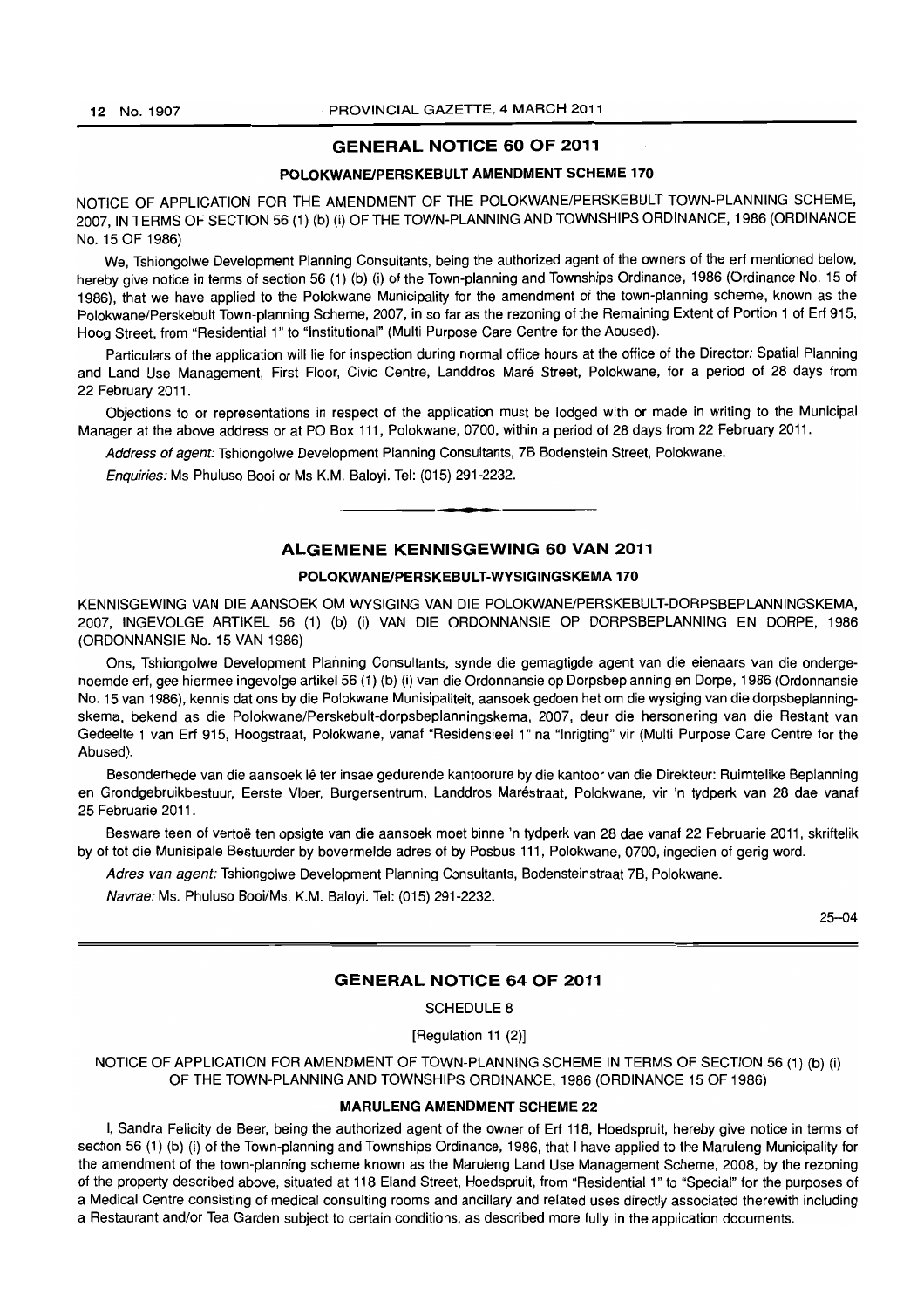## GENERAL NOTICE 60 OF 2011

### POLOKWANE/PERSKEBULT AMENDMENT SCHEME 170

NOTICE OF APPLICATION FOR THE AMENDMENT OF THE POLOKWANE/PERSKEBULT TOWN-PLANNING SCHEME, 2007, IN TERMS OF SECTION 56 (1) (b) (i) OF THE TOWN-PLANNING AND TOWNSHIPS ORDINANCE, 1986 (ORDINANCE No. 15 OF 1986)

We, Tshiongolwe Development Planning Consultants, being the authorized agent of the owners of the erf mentioned below, hereby give notice in terms of section 56 (1) (b) (i) of the Town-planning and Townships Ordinance, 1986 (Ordinance No. 15 of 1986), that we have applied to the Polokwane Municipality for the amendment of the town-planning scheme, known as the Polokwane/Perskebult Town-planning Scheme, 2007, in so far as the rezoning of the Remaining Extent of Portion 1 of Erf 915, Hoog Street, from "Residential 1" to "Institutional" (Multi Purpose Care Centre for the Abused).

Particulars of the application will lie for inspection during normal office hours at the office of the Director: Spatial Planning and Land Use Management, First Floor, Civic Centre, Landdros Maré Street, Polokwane, for a period of 28 days from 22 February 2011.

Objections to or representations in respect of the application must be lodged with or made in writing to the Municipal Manager at the above address or at PO Box 111, Polokwane, 0700, within a period of 28 days from 22 February 2011.

*Address of agent:* Tshiongolwe Development Planning Consultants, 7B Bodenstein Street, Polokwane.

*Enquiries:* Ms Phuluso Booi or Ms K.M. Baloyi. Tel: (015) 291-2232.

---

## ALGEMENE KENNISGEWING 60 VAN 2011

### POLOKWANE/PERSKEBULT-WYSIGINGSKEMA 170

KENNISGEWING VAN DIE AANSOEK OM WYSIGING VAN DIE POLOKWANE/PERSKEBULT-DORPSBEPLANNINGSKEMA, 2007, INGEVOLGE ARTIKEL 56 (1) (b) (i) VAN DIE ORDONNANSIE OP DORPSBEPLANNING EN DORPE, 1986 (ORDONNANSIE No. 15 VAN 1986)

Ons, Tshiongolwe Development Planning Consultants, synde die gemagtigde agent van die eienaars van die ondergenoemde erf, gee hiermee ingevolge artikel 56 (1) (b) (i) van die Ordonnansie op Dorpsbeplanning en Dorpe, 1986 (Ordonnansie No. 15 van 1986), kennis dat ons by die Polokwane Munisipaliteit, aansoek gedoen het om die wysiging van die dorpsbeplanningskema, bekend as die Polokwane/Perskebult-dorpsbeplanningskema, 2007, deur die hersonering van die Restant van Gedeelte 1 van Erf 915, Hoogstraat, Polokwane, vanaf "Residensieel 1" na "Inrigting" vir (Multi Purpose Care Centre for the Abused).

Besonderhede van die aansoek lê ter insae gedurende kantoorure by die kantoor van die Direkteur: Ruimtelike Beplanning en Grondgebruikbestuur, Eerste Vloer, Burgersentrum, Landdros Maréstraat, Polokwane, vir 'n tydperk van 28 dae vanaf 25 Februarie 2011.

Besware teen of vertoë ten opsigte van die aansoek moet binne 'n tydperk van 28 dae vanaf 22 Februarie 2011, skriftelik by of tot die Munisipale Bestuurder by bovermelde adres of by Posbus 111, Polokwane, 0700, ingedien of gerig word.

*Adres van agent:* Tshiongolwe Development Planning Consultants, Bodensteinstraat 7B, Polokwane.

*Navrae:* Ms. Phuluso Booi/Ms. K.M. Baloyi. Tel: (015) 291-2232.

25–04

---

## GENERAL NOTICE 64 OF 2011

SCHEDULE 8

[Regulation 11 (2)]

NOTICE OF APPLICATION FOR AMENDMENT OF TOWN-PLANNING SCHEME IN TERMS OF SECTION 56 (1) (b) (i) OF THE TOWN-PLANNING AND TOWNSHIPS ORDINANCE, 1986 (ORDINANCE 15 OF 1986)

### MARULENG AMENDMENT SCHEME 22

I, Sandra Felicity de Beer, being the authorized agent of the owner of Erf 118, Hoedspruit, hereby give notice in terms of section 56 (1) (b) (i) of the Town-planning and Townships Ordinance, 1986, that I have applied to the Maruleng Municipality for the amendment of the town-planning scheme known as the Maruleng Land Use Management Scheme, 2008, by the rezoning of the property described above, situated at 118 Eland Street, Hoedspruit, from "Residential 1" to "Special" for the purposes of a Medical Centre consisting of medical consulting rooms and ancillary and related uses directly associated therewith including a Restaurant and/or Tea Garden subject to certain conditions, as described more fully in the application documents.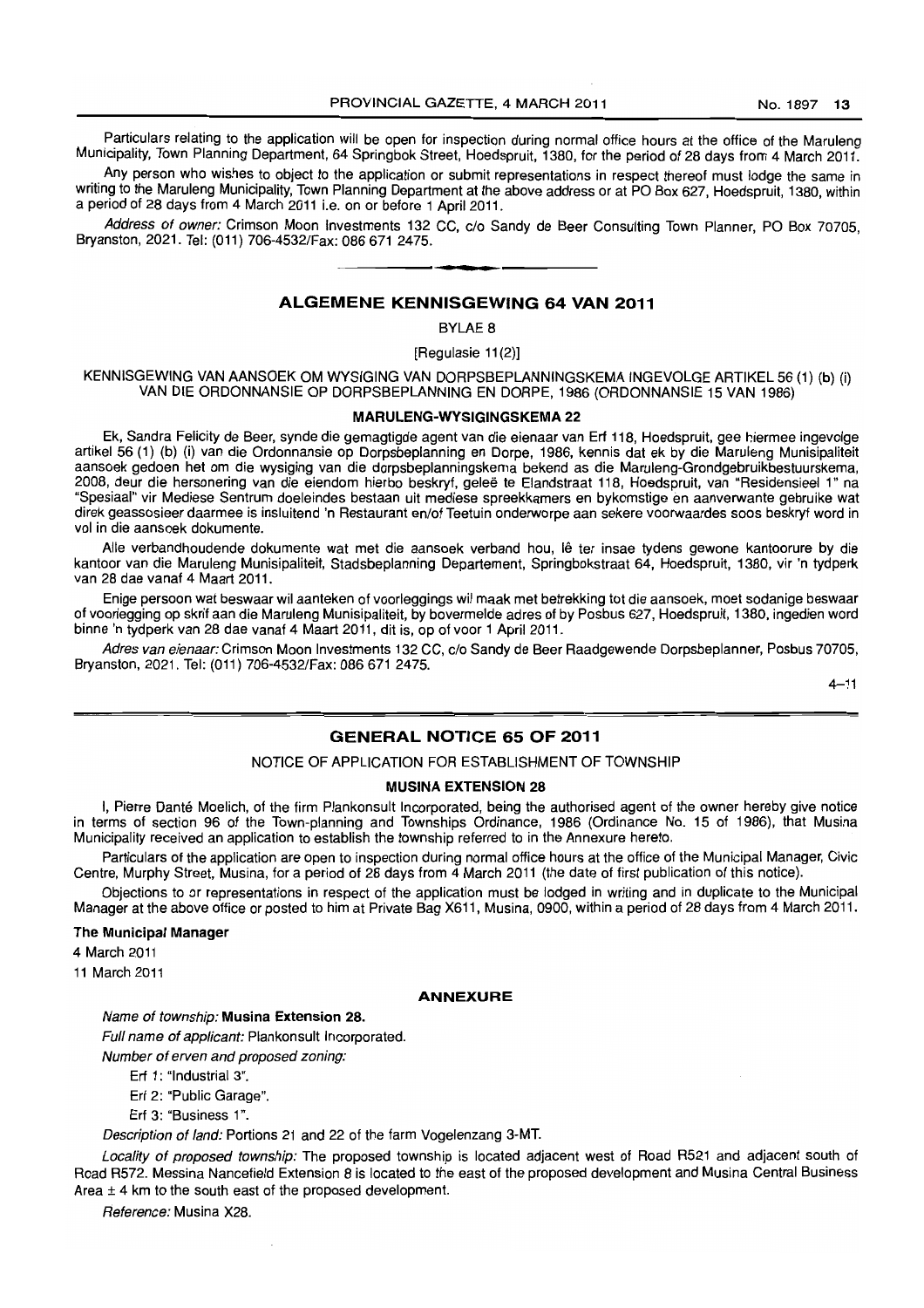Particulars relating to the application will be open for inspection during normal office hours at the office of the Maruleng Municipality, Town Planning Department, 64 Springbok Street, Hoedspruit, 1380, for the period of 28 days from 4 March 2011.

Any person who wishes to object to the application or submit representations in respect thereof must lodge the same in writing to the Maruleng Municipality, Town Planning Department at the above address or at PO Box 627, Hoedspruit, 1380, within a period of 28 days from 4 March 2011 i.e. on or before 1 April 2011.

*Address of owner:* Crimson Moon Investments 132 CC, c/o Sandy de Beer Consulting Town Planner, PO Box 70705, Bryanston, 2021. Tel: (011) 706-4532/Fax: 086 671 2475.

---

## ALGEMENE KENNISGEWING 64 VAN 2011

BYLAE 8

[Regulasie 11(2)]

KENNISGEWING VAN AANSOEK OM WYSIGING VAN DORPSBEPLANNINGSKEMA INGEVOLGE ARTIKEL 56 (1) (b) (i) VAN DIE ORDONNANSIE OP DORPSBEPLANNING EN DORPE, 1986 (ORDONNANSIE 15 VAN 1986)

**MARULENG-WYSIGINGSKEMA 22**

Ek, Sandra Felicity de Beer, synde die gemagtigde agent van die eienaar van Erf 118, Hoedspruit, gee hiermee ingevolge artikel 56 (1) (b) (i) van die Ordonnansie op Dorpsbeplanning en Dorpe, 1986, kennis dat ek by die Maruleng Munisipaliteit aansoek gedoen het om die wysiging van die dorpsbeplanningskema bekend as die Maruleng-Grondgebruikbestuurskema, 2008, deur die hersonering van die eiendom hierbo beskryf, geleë te Elandstraat 118, Hoedspruit, van "Residensieel 1" na "Spesiaal" vir Mediese Sentrum doeleindes bestaan uit mediese spreekkamers en bykomstige en aanverwante gebruike wat direk geassosieer daarmee is insluitend 'n Restaurant en/of Teetuin onderworpe aan sekere voorwaardes soos beskryf word in vol in die aansoek dokumente.

Alle verbandhoudende dokumente wat met die aansoek verband hou, lê ter insae tydens gewone kantoorure by die kantoor van die Maruleng Munisipaliteit, Stadsbeplanning Departement, Springbokstraat 64, Hoedspruit, 1380, vir 'n tydperk van 28 dae vanaf 4 Maart 2011.

Enige persoon wat beswaar wil aanteken of voorleggings wil maak met betrekking tot die aansoek, moet sodanige beswaar of voorlegging op skrif aan die Maruleng Munisipaliteit, by bovermelde adres of by Posbus 627, Hoedspruit, 1380, ingedien word binne 'n tydperk van 28 dae vanaf 4 Maart 2011, dit is, op of voor 1 April 2011.

*Adres van eienaar:* Crimson Moon Investments 132 CC, c/o Sandy de Beer Raadgewende Dorpsbeplanner, Posbus 70705, Bryanston, 2021. Tel: (011) 706-4532/Fax: 086 671 2475.

4–11

---

## GENERAL NOTICE 65 OF 2011

NOTICE OF APPLICATION FOR ESTABLISHMENT OF TOWNSHIP

**MUSINA EXTENSION 28**

I, Pierre Danté Moelich, of the firm Plankonsult Incorporated, being the authorised agent of the owner hereby give notice in terms of section 96 of the Town-planning and Townships Ordinance, 1986 (Ordinance No. 15 of 1986), that Musina Municipality received an application to establish the township referred to in the Annexure hereto.

Particulars of the application are open to inspection during normal office hours at the office of the Municipal Manager, Civic Centre, Murphy Street, Musina, for a period of 28 days from 4 March 2011 (the date of first publication of this notice).

Objections to or representations in respect of the application must be lodged in writing and in duplicate to the Municipal Manager at the above office or posted to him at Private Bag X611, Musina, 0900, within a period of 28 days from 4 March 2011.

**The Municipal Manager**

4 March 2011

11 March 2011

**ANNEXURE**

*Name of township:* **Musina Extension 28.**

*Full name of applicant:* Plankonsult Incorporated.

*Number of erven and proposed zoning:*

Erf 1: "Industrial 3".

Erf 2: "Public Garage".

Erf 3: "Business 1".

*Description of land:* Portions 21 and 22 of the farm Vogelenzang 3-MT.

*Locality of proposed township:* The proposed township is located adjacent west of Road R521 and adjacent south of Road R572. Messina Nancefield Extension 8 is located to the east of the proposed development and Musina Central Business Area ± 4 km to the south east of the proposed development.

*Reference:* Musina X28.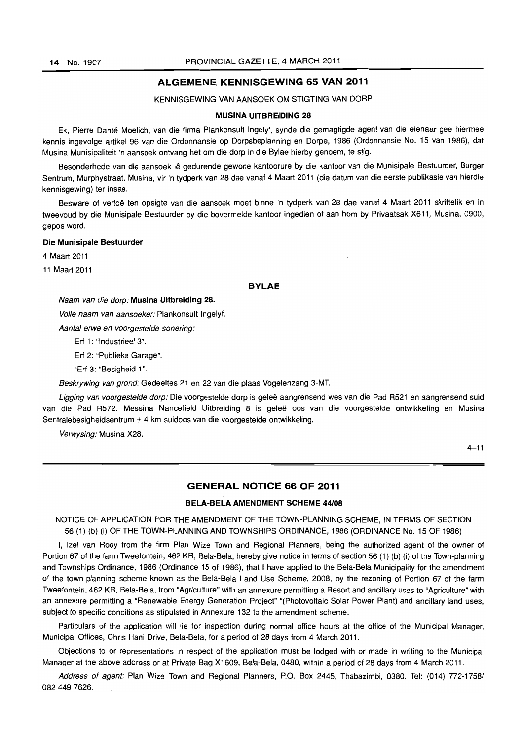## ALGEMENE KENNISGEWING 65 VAN 2011

KENNISGEWING VAN AANSOEK OM STIGTING VAN DORP

**MUSINA UITBREIDING 28**

Ek, Pierre Danté Moelich, van die firma Plankonsult Ingelyf, synde die gemagtigde agent van die eienaar gee hiermee kennis ingevolge artikel 96 van die Ordonnansie op Dorpsbeplanning en Dorpe, 1986 (Ordonnansie No. 15 van 1986), dat Musina Munisipaliteit 'n aansoek ontvang het om die dorp in die Bylae hierby genoem, te stig.

Besonderhede van die aansoek lê gedurende gewone kantoorure by die kantoor van die Munisipale Bestuurder, Burger Sentrum, Murphystraat, Musina, vir 'n tydperk van 28 dae vanaf 4 Maart 2011 (die datum van die eerste publikasie van hierdie kennisgewing) ter insae.

Besware of vertoë ten opsigte van die aansoek moet binne 'n tydperk van 28 dae vanaf 4 Maart 2011 skriftelik en in tweevoud by die Munisipale Bestuurder by die bovermelde kantoor ingedien of aan hom by Privaatsak X611, Musina, 0900, gepos word.

**Die Munisipale Bestuurder**

4 Maart 2011

11 Maart 2011

### BYLAE

*Naam van die dorp:* **Musina Uitbreiding 28.**

*Volle naam van aansoeker:* Plankonsult Ingelyf.

*Aantal erwe en voorgestelde sonering:*

Erf 1: "Industrieel 3".

Erf 2: "Publieke Garage".

"Erf 3: "Besigheid 1".

*Beskrywing van grond:* Gedeeltes 21 en 22 van die plaas Vogelenzang 3-MT.

*Ligging van voorgestelde dorp:* Die voorgestelde dorp is geleë aangrensend wes van die Pad R521 en aangrensend suid van die Pad R572. Messina Nancefield Uitbreiding 8 is geleë oos van die voorgestelde ontwikkeling en Musina Sentralebesigheidsentrum ± 4 km suidoos van die voorgestelde ontwikkeling.

*Verwysing:* Musina X28.

4–11

## GENERAL NOTICE 66 OF 2011

**BELA-BELA AMENDMENT SCHEME 44/08**

NOTICE OF APPLICATION FOR THE AMENDMENT OF THE TOWN-PLANNING SCHEME, IN TERMS OF SECTION 56 (1) (b) (i) OF THE TOWN-PLANNING AND TOWNSHIPS ORDINANCE, 1986 (ORDINANCE No. 15 OF 1986)

I, Izel van Rooy from the firm Plan Wize Town and Regional Planners, being the authorized agent of the owner of Portion 67 of the farm Tweefontein, 462 KR, Bela-Bela, hereby give notice in terms of section 56 (1) (b) (i) of the Town-planning and Townships Ordinance, 1986 (Ordinance 15 of 1986), that I have applied to the Bela-Bela Municipality for the amendment of the town-planning scheme known as the Bela-Bela Land Use Scheme, 2008, by the rezoning of Portion 67 of the farm Tweefontein, 462 KR, Bela-Bela, from "Agriculture" with an annexure permitting a Resort and ancillary uses to "Agriculture" with an annexure permitting a "Renewable Energy Generation Project" "(Photovoltaic Solar Power Plant) and ancillary land uses, subject to specific conditions as stipulated in Annexure 132 to the amendment scheme.

Particulars of the application will lie for inspection during normal office hours at the office of the Municipal Manager, Municipal Offices, Chris Hani Drive, Bela-Bela, for a period of 28 days from 4 March 2011.

Objections to or representations in respect of the application must be lodged with or made in writing to the Municipal Manager at the above address or at Private Bag X1609, Bela-Bela, 0480, within a period of 28 days from 4 March 2011.

*Address of agent:* Plan Wize Town and Regional Planners, P.O. Box 2445, Thabazimbi, 0380. Tel: (014) 772-1758/ 082 449 7626.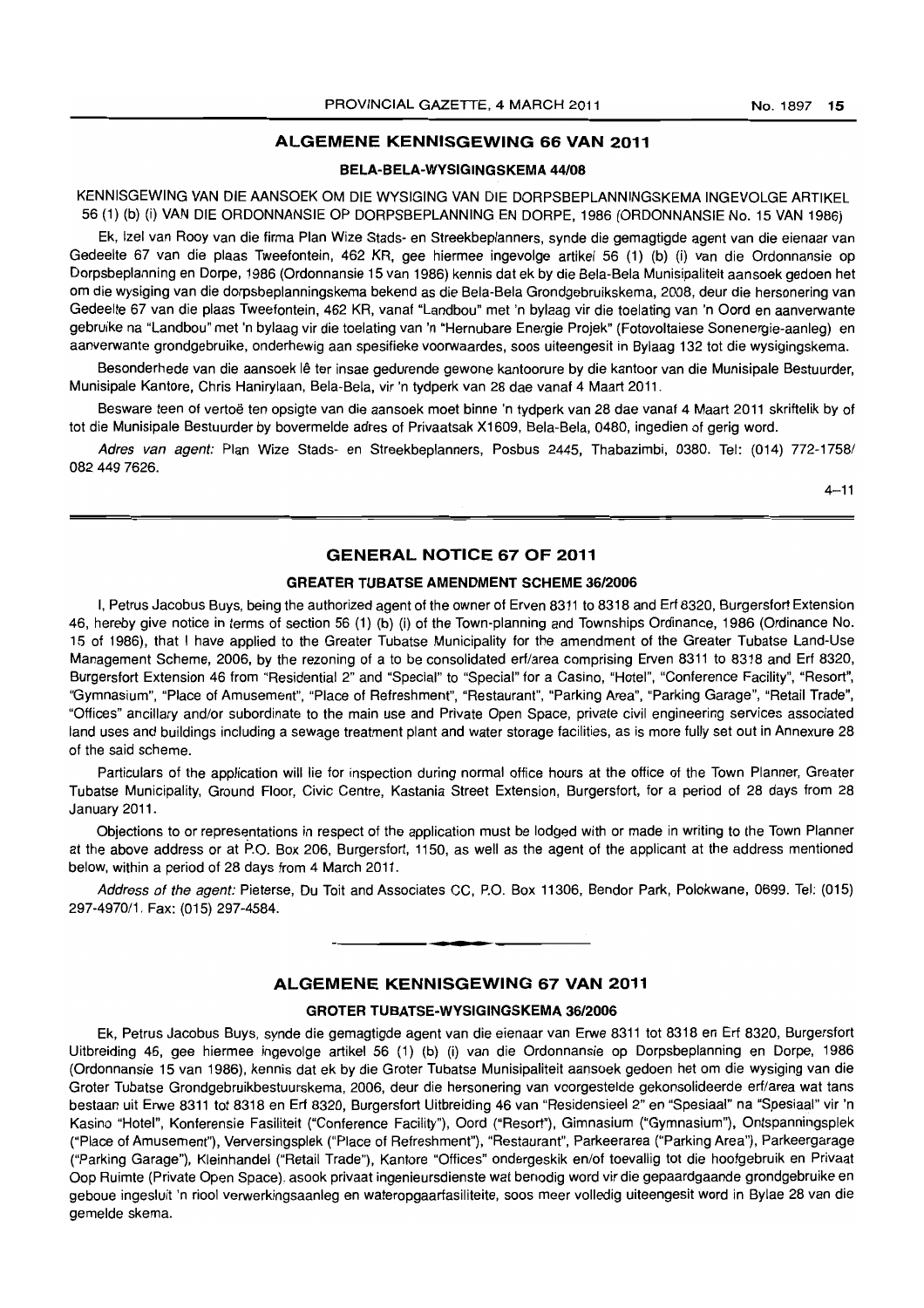## ALGEMENE KENNISGEWING 66 VAN 2011

### BELA-BELA-WYSIGINGSKEMA 44/08

KENNISGEWING VAN DIE AANSOEK OM DIE WYSIGING VAN DIE DORPSBEPLANNINGSKEMA INGEVOLGE ARTIKEL 56 (1) (b) (i) VAN DIE ORDONNANSIE OP DORPSBEPLANNING EN DORPE, 1986 (ORDONNANSIE No. 15 VAN 1986)

Ek, Izel van Rooy van die firma Plan Wize Stads- en Streekbeplanners, synde die gemagtigde agent van die eienaar van Gedeelte 67 van die plaas Tweefontein, 462 KR, gee hiermee ingevolge artikel 56 (1) (b) (i) van die Ordonnansie op Dorpsbeplanning en Dorpe, 1986 (Ordonnansie 15 van 1986) kennis dat ek by die Bela-Bela Munisipaliteit aansoek gedoen het om die wysiging van die dorpsbeplanningskema bekend as die Bela-Bela Grondgebruikskema, 2008, deur die hersonering van Gedeelte 67 van die plaas Tweefontein, 462 KR, vanaf "Landbou" met 'n bylaag vir die toelating van 'n Oord en aanverwante gebruike na "Landbou" met 'n bylaag vir die toelating van 'n "Hernubare Energie Projek" (Fotovoltaiese Sonenergie-aanleg) en aanverwante grondgebruike, onderhewig aan spesifieke voorwaardes, soos uiteengesit in Bylaag 132 tot die wysigingskema.

Besonderhede van die aansoek lê ter insae gedurende gewone kantoorure by die kantoor van die Munisipale Bestuurder, Munisipale Kantore, Chris Hanirylaan, Bela-Bela, vir 'n tydperk van 28 dae vanaf 4 Maart 2011.

Besware teen of vertoë ten opsigte van die aansoek moet binne 'n tydperk van 28 dae vanaf 4 Maart 2011 skriftelik by of tot die Munisipale Bestuurder by bovermelde adres of Privaatsak X1609, Bela-Bela, 0480, ingedien of gerig word.

*Adres van agent:* Plan Wize Stads- en Streekbeplanners, Posbus 2445, Thabazimbi, 0380. Tel: (014) 772-1758/ 082 449 7626.

4–11

## GENERAL NOTICE 67 OF 2011

### GREATER TUBATSE AMENDMENT SCHEME 36/2006

I, Petrus Jacobus Buys, being the authorized agent of the owner of Erven 8311 to 8318 and Erf 8320, Burgersfort Extension 46, hereby give notice in terms of section 56 (1) (b) (i) of the Town-planning and Townships Ordinance, 1986 (Ordinance No. 15 of 1986), that I have applied to the Greater Tubatse Municipality for the amendment of the Greater Tubatse Land-Use Management Scheme, 2006, by the rezoning of a to be consolidated erf/area comprising Erven 8311 to 8318 and Erf 8320, Burgersfort Extension 46 from "Residential 2" and "Special" to "Special" for a Casino, "Hotel", "Conference Facility", "Resort", "Gymnasium", "Place of Amusement", "Place of Refreshment", "Restaurant", "Parking Area", "Parking Garage", "Retail Trade", "Offices" ancillary and/or subordinate to the main use and Private Open Space, private civil engineering services associated land uses and buildings including a sewage treatment plant and water storage facilities, as is more fully set out in Annexure 28 of the said scheme.

Particulars of the application will lie for inspection during normal office hours at the office of the Town Planner, Greater Tubatse Municipality, Ground Floor, Civic Centre, Kastania Street Extension, Burgersfort, for a period of 28 days from 28 January 2011.

Objections to or representations in respect of the application must be lodged with or made in writing to the Town Planner at the above address or at P.O. Box 206, Burgersfort, 1150, as well as the agent of the applicant at the address mentioned below, within a period of 28 days from 4 March 2011.

*Address of the agent:* Pieterse, Du Toit and Associates CC, P.O. Box 11306, Bendor Park, Polokwane, 0699. Tel: (015) 297-4970/1. Fax: (015) 297-4584.

## ALGEMENE KENNISGEWING 67 VAN 2011

### GROTER TUBATSE-WYSIGINGSKEMA 36/2006

Ek, Petrus Jacobus Buys, synde die gemagtigde agent van die eienaar van Erwe 8311 tot 8318 en Erf 8320, Burgersfort Uitbreiding 46, gee hiermee ingevolge artikel 56 (1) (b) (i) van die Ordonnansie op Dorpsbeplanning en Dorpe, 1986 (Ordonnansie 15 van 1986), kennis dat ek by die Groter Tubatse Munisipaliteit aansoek gedoen het om die wysiging van die Groter Tubatse Grondgebruikbestuurskema, 2006, deur die hersonering van voorgestelde gekonsolideerde erf/area wat tans bestaan uit Erwe 8311 tot 8318 en Erf 8320, Burgersfort Uitbreiding 46 van "Residensieel 2" en "Spesiaal" na "Spesiaal" vir 'n Kasino "Hotel", Konferensie Fasiliteit ("Conference Facility"), Oord ("Resort"), Gimnasium ("Gymnasium"), Ontspanningsplek ("Place of Amusement"), Verversingsplek ("Place of Refreshment"), "Restaurant", Parkeerarea ("Parking Area"), Parkeergarage ("Parking Garage"), Kleinhandel ("Retail Trade"), Kantore "Offices" ondergeskik en/of toevallig tot die hoofgebruik en Privaat Oop Ruimte (Private Open Space). asook privaat ingenieursdienste wat benodig word vir die gepaardgaande grondgebruike en geboue ingesluit 'n riool verwerkingsaanleg en wateropgaarfasiliteite, soos meer volledig uiteengesit word in Bylae 28 van die gemelde skema.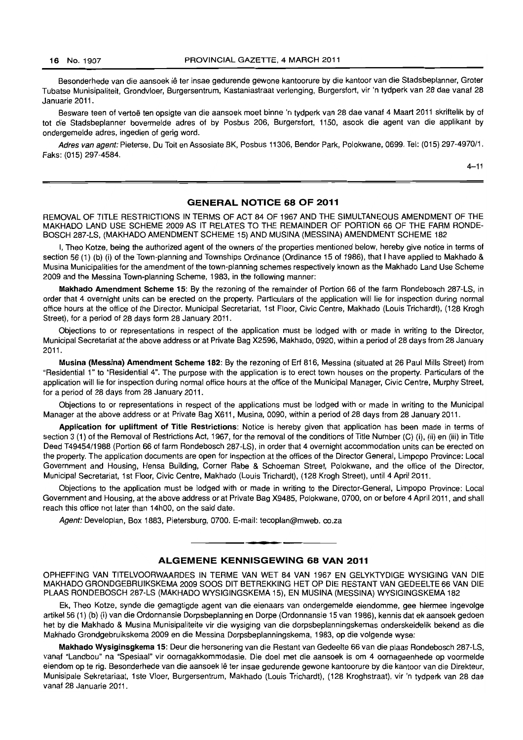Besonderhede van die aansoek lê ter insae gedurende gewone kantoorure by die kantoor van die Stadsbeplanner, Groter Tubatse Munisipaliteit, Grondvloer, Burgersentrum, Kastaniastraat verlenging, Burgersfort, vir 'n tydperk van 28 dae vanaf 28 Januarie 2011.

Besware teen of vertoë ten opsigte van die aansoek moet binne 'n tydperk van 28 dae vanaf 4 Maart 2011 skriftelik by of tot die Stadsbeplanner bovermelde adres of by Posbus 206, Burgersfort, 1150, asook die agent van die applikant by ondergemelde adres, ingedien of gerig word.

*Adres van agent:* Pieterse, Du Toit en Assosiate BK, Posbus 11306, Bendor Park, Polokwane, 0699. Tel: (015) 297-4970/1. Faks: (015) 297-4584.

4–11

## GENERAL NOTICE 68 OF 2011

REMOVAL OF TITLE RESTRICTIONS IN TERMS OF ACT 84 OF 1967 AND THE SIMULTANEOUS AMENDMENT OF THE MAKHADO LAND USE SCHEME 2009 AS IT RELATES TO THE REMAINDER OF PORTION 66 OF THE FARM RONDEBOSCH 287-LS, (MAKHADO AMENDMENT SCHEME 15) AND MUSINA (MESSINA) AMENDMENT SCHEME 182

I, Theo Kotze, being the authorized agent of the owners of the properties mentioned below, hereby give notice in terms of section 56 (1) (b) (i) of the Town-planning and Townships Ordinance (Ordinance 15 of 1986), that I have applied to Makhado & Musina Municipalities for the amendment of the town-planning schemes respectively known as the Makhado Land Use Scheme 2009 and the Messina Town-planning Scheme, 1983, in the following manner:

**Makhado Amendment Scheme 15**: By the rezoning of the remainder of Portion 66 of the farm Rondebosch 287-LS, in order that 4 overnight units can be erected on the property. Particulars of the application will lie for inspection during normal office hours at the office of the Director. Municipal Secretariat, 1st Floor, Civic Centre, Makhado (Louis Trichardt), (128 Krogh Street), for a period of 28 days form 28 January 2011.

Objections to or representations in respect of the application must be lodged with or made in writing to the Director, Municipal Secretariat at the above address or at Private Bag X2596, Makhado, 0920, within a period of 28 days from 28 January 2011.

**Musina (Messina) Amendment Scheme 182**: By the rezoning of Erf 816, Messina (situated at 26 Paul Mills Street) from "Residential 1" to "Residential 4". The purpose with the application is to erect town houses on the property. Particulars of the application will lie for inspection during normal office hours at the office of the Municipal Manager, Civic Centre, Murphy Street, for a period of 28 days from 28 January 2011.

Objections to or representations in respect of the applications must be lodged with or made in writing to the Municipal Manager at the above address or at Private Bag X611, Musina, 0090, within a period of 28 days from 28 January 2011.

**Application for upliftment of Title Restrictions**: Notice is hereby given that application has been made in terms of section 3 (1) of the Removal of Restrictions Act, 1967, for the removal of the conditions of Title Number (C) (i), (ii) en (iii) in Title Deed T49454/1988 (Portion 66 of farm Rondebosch 287-LS), in order that 4 overnight accommodation units can be erected on the property. The application documents are open for inspection at the offices of the Director General, Limpopo Province: Local Government and Housing, Hensa Building, Corner Rabe & Schoeman Street, Polokwane, and the office of the Director, Municipal Secretariat, 1st Floor, Civic Centre, Makhado (Louis Trichardt), (128 Krogh Street), until 4 April 2011.

Objections to the application must be lodged with or made in writing to the Director-General, Limpopo Province: Local Government and Housing, at the above address or at Private Bag X9485, Polokwane, 0700, on or before 4 April 2011, and shall reach this office not later than 14h00, on the said date.

*Agent:* Developlan, Box 1883, Pietersburg, 0700. E-mail: tecoplan@mweb. co.za

## ALGEMENE KENNISGEWING 68 VAN 2011

OPHEFFING VAN TITELVOORWAARDES IN TERME VAN WET 84 VAN 1967 EN GELYKTYDIGE WYSIGING VAN DIE MAKHADO GRONDGEBRUIKSKEMA 2009 SOOS DIT BETREKKING HET OP DIE RESTANT VAN GEDEELTE 66 VAN DIE PLAAS RONDEBOSCH 287-LS (MAKHADO WYSIGINGSKEMA 15), EN MUSINA (MESSINA) WYSIGINGSKEMA 182

Ek, Theo Kotze, synde die gemagtigde agent van die eienaars van ondergemelde eiendomme, gee hiermee ingevolge artikel 56 (1) (b) (i) van die Ordonnansie Dorpsbeplanning en Dorpe (Ordonnansie 15 van 1986), kennis dat ek aansoek gedoen het by die Makhado & Musina Munisipaliteite vir die wysiging van die dorpsbeplanningskemas onderskeidelik bekend as die Makhado Grondgebruikskema 2009 en die Messina Dorpsbeplanningskema, 1983, op die volgende wyse:

**Makhado Wysigingskema 15**: Deur die hersonering van die Restant van Gedeelte 66 van die plaas Rondebosch 287-LS, vanaf "Landbou" na "Spesiaal" vir oornagakkommodasie. Die doel met die aansoek is om 4 oornageenhede op voormelde eiendom op te rig. Besonderhede van die aansoek lê ter insae gedurende gewone kantoorure by die kantoor van die Direkteur, Munisipale Sekretariaat, 1ste Vloer, Burgersentrum, Makhado (Louis Trichardt), (128 Kroghstraat), vir 'n tydperk van 28 dae vanaf 28 Januarie 2011.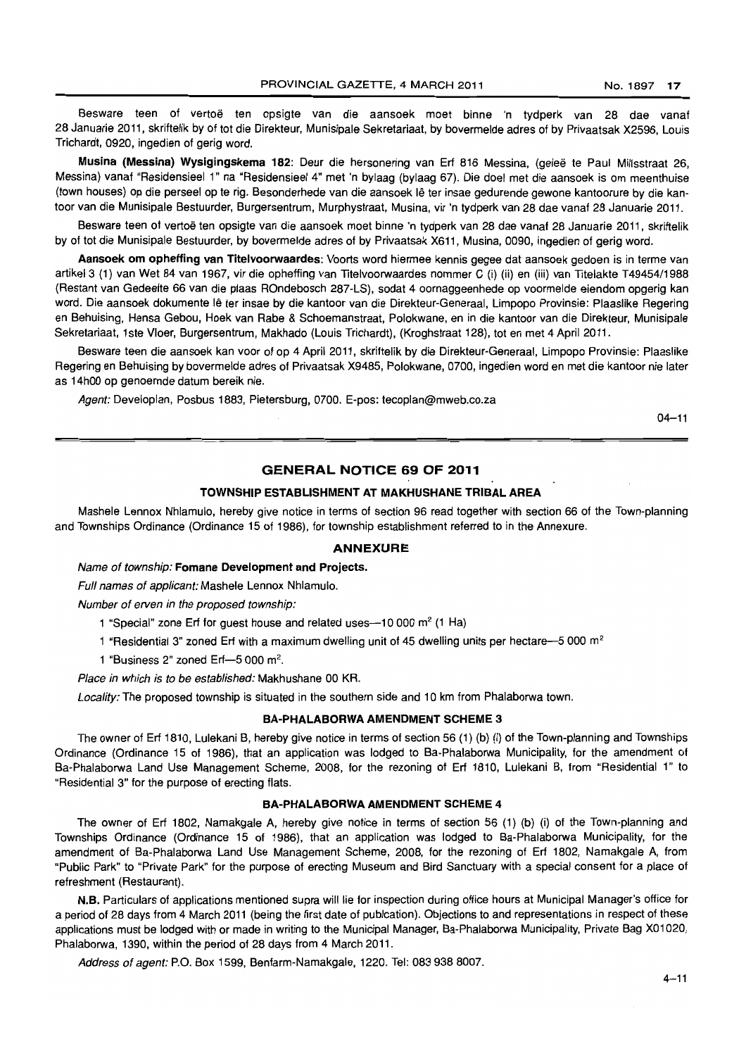Besware teen of vertoë ten opsigte van die aansoek moet binne 'n tydperk van 28 dae vanaf 28 Januarie 2011, skriftelik by of tot die Direkteur, Munisipale Sekretariaat, by bovermelde adres of by Privaatsak X2596, Louis Trichardt, 0920, ingedien of gerig word.

**Musina (Messina) Wysigingskema 182**: Deur die hersonering van Erf 816 Messina, (geleë te Paul Millsstraat 26, Messina) vanaf "Residensieel 1" na "Residensieel 4" met 'n bylaag (bylaag 67). Die doel met die aansoek is om meenthuise (town houses) op die perseel op te rig. Besonderhede van die aansoek lê ter insae gedurende gewone kantoorure by die kantoor van die Munisipale Bestuurder, Burgersentrum, Murphystraat, Musina, vir 'n tydperk van 28 dae vanaf 28 Januarie 2011.

Besware teen of vertoë ten opsigte van die aansoek moet binne 'n tydperk van 28 dae vanaf 28 Januarie 2011, skriftelik by of tot die Munisipale Bestuurder, by bovermelde adres of by Privaatsak X611, Musina, 0090, ingedien of gerig word.

**Aansoek om opheffing van Titelvoorwaardes**: Voorts word hiermee kennis gegee dat aansoek gedoen is in terme van artikel 3 (1) van Wet 84 van 1967, vir die opheffing van Titelvoorwaardes nommer C (i) (ii) en (iii) van Titelakte T49454/1988 (Restant van Gedeelte 66 van die plaas ROndebosch 287-LS), sodat 4 oornaggeenhede op voormelde eiendom opgerig kan word. Die aansoek dokumente lê ter insae by die kantoor van die Direkteur-Generaal, Limpopo Provinsie: Plaaslike Regering en Behuising, Hensa Gebou, Hoek van Rabe & Schoemanstraat, Polokwane, en in die kantoor van die Direkteur, Munisipale Sekretariaat, 1ste Vloer, Burgersentrum, Makhado (Louis Trichardt), (Kroghstraat 128), tot en met 4 April 2011.

Besware teen die aansoek kan voor of op 4 April 2011, skriftelik by die Direkteur-Generaal, Limpopo Provinsie: Plaaslike Regering en Behuising by bovermelde adres of Privaatsak X9485, Polokwane, 0700, ingedien word en met die kantoor nie later as 14h00 op genoemde datum bereik nie.

*Agent:* Developlan, Posbus 1883, Pietersburg, 0700. E-pos: tecoplan@mweb.co.za

04–11

---

## GENERAL NOTICE 69 OF 2011

### TOWNSHIP ESTABLISHMENT AT MAKHUSHANE TRIBAL AREA

Mashele Lennox Nhlamulo, hereby give notice in terms of section 96 read together with section 66 of the Town-planning and Townships Ordinance (Ordinance 15 of 1986), for township establishment referred to in the Annexure.

### ANNEXURE

*Name of township:* **Fomane Development and Projects.**

*Full names of applicant:* Mashele Lennox Nhlamulo.

*Number of erven in the proposed township:*

1 "Special" zone Erf for guest house and related uses—10 000 m² (1 Ha)

1 "Residential 3" zoned Erf with a maximum dwelling unit of 45 dwelling units per hectare—5 000 m²

1 "Business 2" zoned Erf—5 000 m².

*Place in which is to be established:* Makhushane 00 KR.

*Locality:* The proposed township is situated in the southern side and 10 km from Phalaborwa town.

### BA-PHALABORWA AMENDMENT SCHEME 3

The owner of Erf 1810, Lulekani B, hereby give notice in terms of section 56 (1) (b) (i) of the Town-planning and Townships Ordinance (Ordinance 15 of 1986), that an application was lodged to Ba-Phalaborwa Municipality, for the amendment of Ba-Phalaborwa Land Use Management Scheme, 2008, for the rezoning of Erf 1810, Lulekani B, from "Residential 1" to "Residential 3" for the purpose of erecting flats.

### BA-PHALABORWA AMENDMENT SCHEME 4

The owner of Erf 1802, Namakgale A, hereby give notice in terms of section 56 (1) (b) (i) of the Town-planning and Townships Ordinance (Ordinance 15 of 1986), that an application was lodged to Ba-Phalaborwa Municipality, for the amendment of Ba-Phalaborwa Land Use Management Scheme, 2008, for the rezoning of Erf 1802, Namakgale A, from "Public Park" to "Private Park" for the purpose of erecting Museum and Bird Sanctuary with a special consent for a place of refreshment (Restaurant).

**N.B.** Particulars of applications mentioned supra will lie for inspection during office hours at Municipal Manager's office for a period of 28 days from 4 March 2011 (being the first date of publcation). Objections to and representations in respect of these applications must be lodged with or made in writing to the Municipal Manager, Ba-Phalaborwa Municipality, Private Bag X01020, Phalaborwa, 1390, within the period of 28 days from 4 March 2011.

*Address of agent:* P.O. Box 1599, Benfarm-Namakgale, 1220. Tel: 083 938 8007.

4–11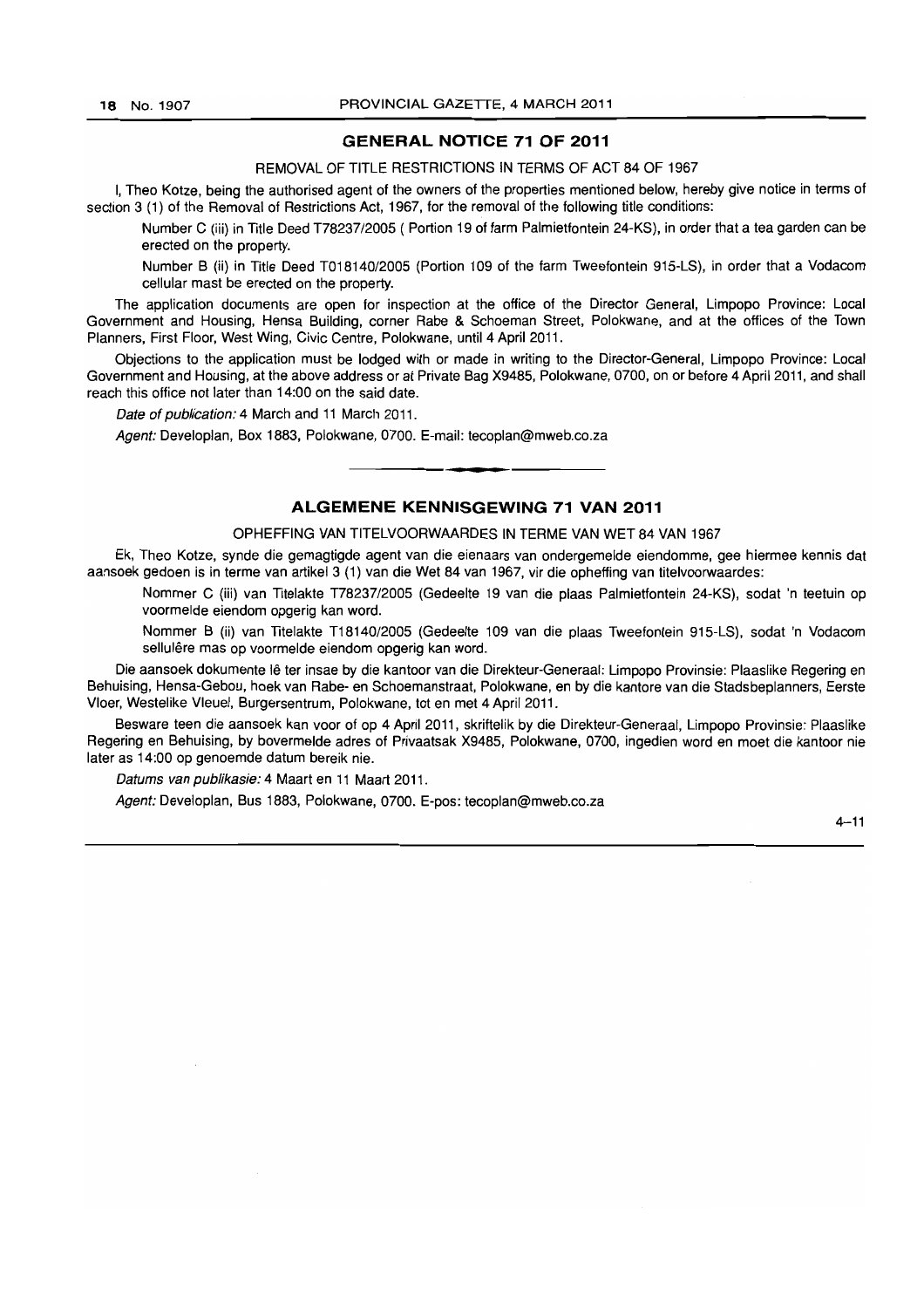## GENERAL NOTICE 71 OF 2011

REMOVAL OF TITLE RESTRICTIONS IN TERMS OF ACT 84 OF 1967

I, Theo Kotze, being the authorised agent of the owners of the properties mentioned below, hereby give notice in terms of section 3 (1) of the Removal of Restrictions Act, 1967, for the removal of the following title conditions:

Number C (iii) in Title Deed T78237/2005 ( Portion 19 of farm Palmietfontein 24-KS), in order that a tea garden can be erected on the property.

Number B (ii) in Title Deed T018140/2005 (Portion 109 of the farm Tweefontein 915-LS), in order that a Vodacom cellular mast be erected on the property.

The application documents are open for inspection at the office of the Director General, Limpopo Province: Local Government and Housing, Hensa Building, corner Rabe & Schoeman Street, Polokwane, and at the offices of the Town Planners, First Floor, West Wing, Civic Centre, Polokwane, until 4 April 2011.

Objections to the application must be lodged with or made in writing to the Director-General, Limpopo Province: Local Government and Housing, at the above address or at Private Bag X9485, Polokwane, 0700, on or before 4 April 2011, and shall reach this office not later than 14:00 on the said date.

*Date of publication:* 4 March and 11 March 2011.

*Agent:* Developlan, Box 1883, Polokwane, 0700. E-mail: tecoplan@mweb.co.za

## ALGEMENE KENNISGEWING 71 VAN 2011

OPHEFFING VAN TITELVOORWAARDES IN TERME VAN WET 84 VAN 1967

Ek, Theo Kotze, synde die gemagtigde agent van die eienaars van ondergemelde eiendomme, gee hiermee kennis dat aansoek gedoen is in terme van artikel 3 (1) van die Wet 84 van 1967, vir die opheffing van titelvoorwaardes:

Nommer C (iii) van Titelakte T78237/2005 (Gedeelte 19 van die plaas Palmietfontein 24-KS), sodat 'n teetuin op voormelde eiendom opgerig kan word.

Nommer B (ii) van Titelakte T18140/2005 (Gedeelte 109 van die plaas Tweefontein 915-LS), sodat 'n Vodacom sellulêre mas op voormelde eiendom opgerig kan word.

Die aansoek dokumente lê ter insae by die kantoor van die Direkteur-Generaal: Limpopo Provinsie: Plaaslike Regering en Behuising, Hensa-Gebou, hoek van Rabe- en Schoemanstraat, Polokwane, en by die kantore van die Stadsbeplanners, Eerste Vloer, Westelike Vleuel, Burgersentrum, Polokwane, tot en met 4 April 2011.

Besware teen die aansoek kan voor of op 4 April 2011, skriftelik by die Direkteur-Generaal, Limpopo Provinsie: Plaaslike Regering en Behuising, by bovermelde adres of Privaatsak X9485, Polokwane, 0700, ingedien word en moet die kantoor nie later as 14:00 op genoemde datum bereik nie.

*Datums van publikasie:* 4 Maart en 11 Maart 2011.

*Agent:* Developlan, Bus 1883, Polokwane, 0700. E-pos: tecoplan@mweb.co.za

4–11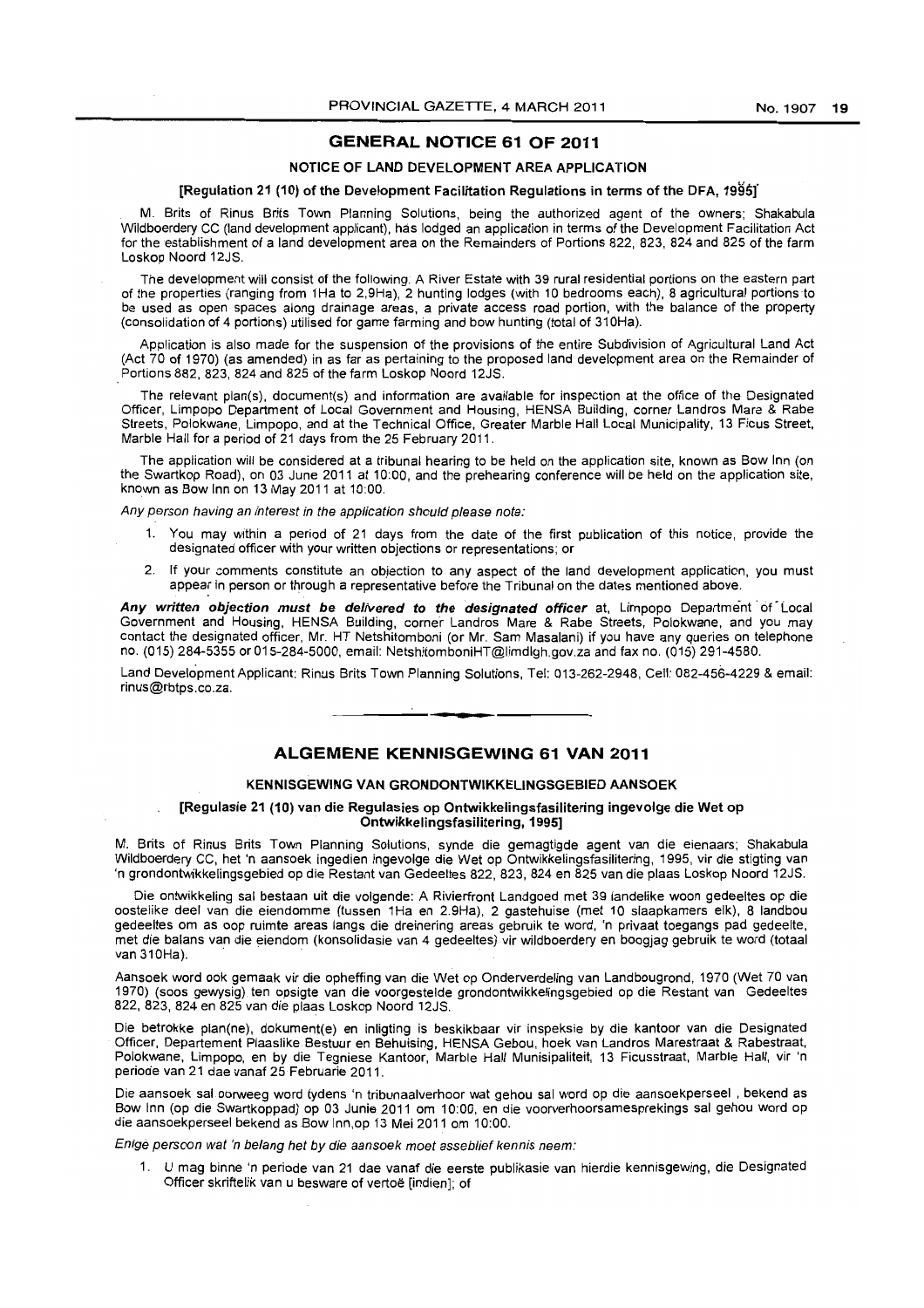## GENERAL NOTICE 61 OF 2011

### NOTICE OF LAND DEVELOPMENT AREA APPLICATION

#### [Regulation 21 (10) of the Development Facilitation Regulations in terms of the DFA, 1995]

M. Brits of Rinus Brits Town Planning Solutions, being the authorized agent of the owners; Shakabula Wildboerdery CC (land development applicant), has lodged an application in terms of the Development Facilitation Act for the establishment of a land development area on the Remainders of Portions 822, 823, 824 and 825 of the farm Loskop Noord 12JS.

The development will consist of the following: A River Estate with 39 rural residential portions on the eastern part of the properties (ranging from 1Ha to 2,9Ha), 2 hunting lodges (with 10 bedrooms each), 8 agricultural portions to be used as open spaces along drainage areas, a private access road portion, with the balance of the property (consolidation of 4 portions) utilised for game farming and bow hunting (total of 310Ha).

Application is also made for the suspension of the provisions of the entire Subdivision of Agricultural Land Act (Act 70 of 1970) (as amended) in as far as pertaining to the proposed land development area on the Remainder of Portions 882, 823, 824 and 825 of the farm Loskop Noord 12JS.

The relevant plan(s), document(s) and information are available for inspection at the office of the Designated Officer, Limpopo Department of Local Government and Housing, HENSA Building, corner Landros Mare & Rabe Streets, Polokwane, Limpopo, and at the Technical Office, Greater Marble Hall Local Municipality, 13 Ficus Street, Marble Hall for a period of 21 days from the 25 February 2011.

The application will be considered at a tribunal hearing to be held on the application site, known as Bow Inn (on the Swartkop Road), on 03 June 2011 at 10:00, and the prehearing conference will be held on the application site, known as Bow Inn on 13 May 2011 at 10:00.

*Any person having an interest in the application should please note:*

1. You may within a period of 21 days from the date of the first publication of this notice, provide the designated officer with your written objections or representations; or
2. If your comments constitute an objection to any aspect of the land development application, you must appear in person or through a representative before the Tribunal on the dates mentioned above.

***Any written objection must be delivered to the designated officer*** at, Limpopo Department of Local Government and Housing, HENSA Building, corner Landros Mare & Rabe Streets, Polokwane, and you may contact the designated officer, Mr. HT Netshitomboni (or Mr. Sam Masalani) if you have any queries on telephone no. (015) 284-5355 or 015-284-5000, email: NetshitomboniHT@limdlgh.gov.za and fax no. (015) 291-4580.

Land Development Applicant: Rinus Brits Town Planning Solutions, Tel: 013-262-2948, Cell: 082-456-4229 & email: rinus@rbtps.co.za.

---

## ALGEMENE KENNISGEWING 61 VAN 2011

### KENNISGEWING VAN GRONDONTWIKKELINGSGEBIED AANSOEK

#### [Regulasie 21 (10) van die Regulasies op Ontwikkelingsfasilitering ingevolge die Wet op Ontwikkelingsfasilitering, 1995]

M. Brits of Rinus Brits Town Planning Solutions, synde die gemagtigde agent van die eienaars; Shakabula Wildboerdery CC, het 'n aansoek ingedien ingevolge die Wet op Ontwikkelingsfasilitering, 1995, vir die stigting van 'n grondontwikkelingsgebied op die Restant van Gedeeltes 822, 823, 824 en 825 van die plaas Loskop Noord 12JS.

Die ontwikkeling sal bestaan uit die volgende: A Rivierfront Landgoed met 39 landelike woon gedeeltes op die oostelike deel van die eiendomme (tussen 1Ha en 2.9Ha), 2 gastehuise (met 10 slaapkamers elk), 8 landbou gedeeltes om as oop ruimte areas langs die dreinering areas gebruik te word, 'n privaat toegangs pad gedeelte, met die balans van die eiendom (konsolidasie van 4 gedeeltes) vir wildboerdery en boogjag gebruik te word (totaal van 310Ha).

Aansoek word ook gemaak vir die opheffing van die Wet op Onderverdeling van Landbougrond, 1970 (Wet 70 van 1970) (soos gewysig) ten opsigte van die voorgestelde grondontwikkelingsgebied op die Restant van Gedeeltes 822, 823, 824 en 825 van die plaas Loskop Noord 12JS.

Die betrokke plan(ne), dokument(e) en inligting is beskikbaar vir inspeksie by die kantoor van die Designated Officer, Departement Plaaslike Bestuur en Behuising, HENSA Gebou, hoek van Landros Marestraat & Rabestraat, Polokwane, Limpopo, en by die Tegniese Kantoor, Marble Hall Munisipaliteit, 13 Ficusstraat, Marble Hall, vir 'n periode van 21 dae vanaf 25 Februarie 2011.

Die aansoek sal oorweeg word tydens 'n tribunaalverhoor wat gehou sal word op die aansoekperseel , bekend as Bow Inn (op die Swartkoppad) op 03 Junie 2011 om 10:00, en die voorverhoorsamesprekings sal gehou word op die aansoekperseel bekend as Bow Inn,op 13 Mei 2011 om 10:00.

*Enige persoon wat 'n belang het by die aansoek moet asseblief kennis neem:*

1. U mag binne 'n periode van 21 dae vanaf die eerste publikasie van hierdie kennisgewing, die Designated Officer skriftelik van u besware of vertoë [indien]; of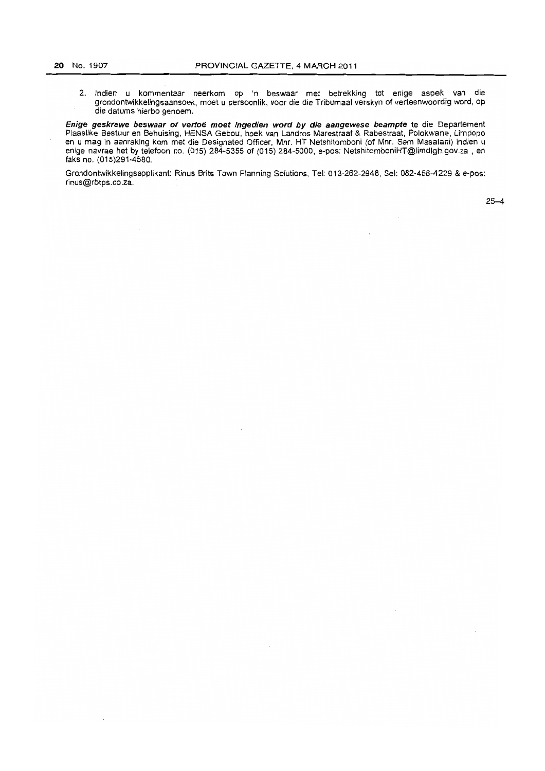2. Indien u kommentaar neerkom op 'n beswaar met betrekking tot enige aspek van die grondontwikkelingsaansoek, moet u persoonlik, voor die die Tribumaal verskyn of verteenwoordig word, op die datums hierbo genoem.

***Enige geskrewe beswaar of vertoë moet ingedien word by die aangewese beampte*** te die Departement Plaaslike Bestuur en Behuising, HENSA Gebou, hoek van Landros Marestraat & Rabestraat, Polokwane, Limpopo en u mag in aanraking kom met die Designated Officer, Mnr. HT Netshitomboni (of Mnr. Sam Masalani) indien u enige navrae het by telefoon no. (015) 284-5355 of (015) 284-5000, e-pos: NetshitomboniHT@limdlgh.gov.za , en faks no. (015)291-4580.

Grondontwikkelingsapplikant: Rinus Brits Town Planning Solutions, Tel: 013-262-2948, Sel: 082-456-4229 & e-pos: rinus@rbtps.co.za.

25–4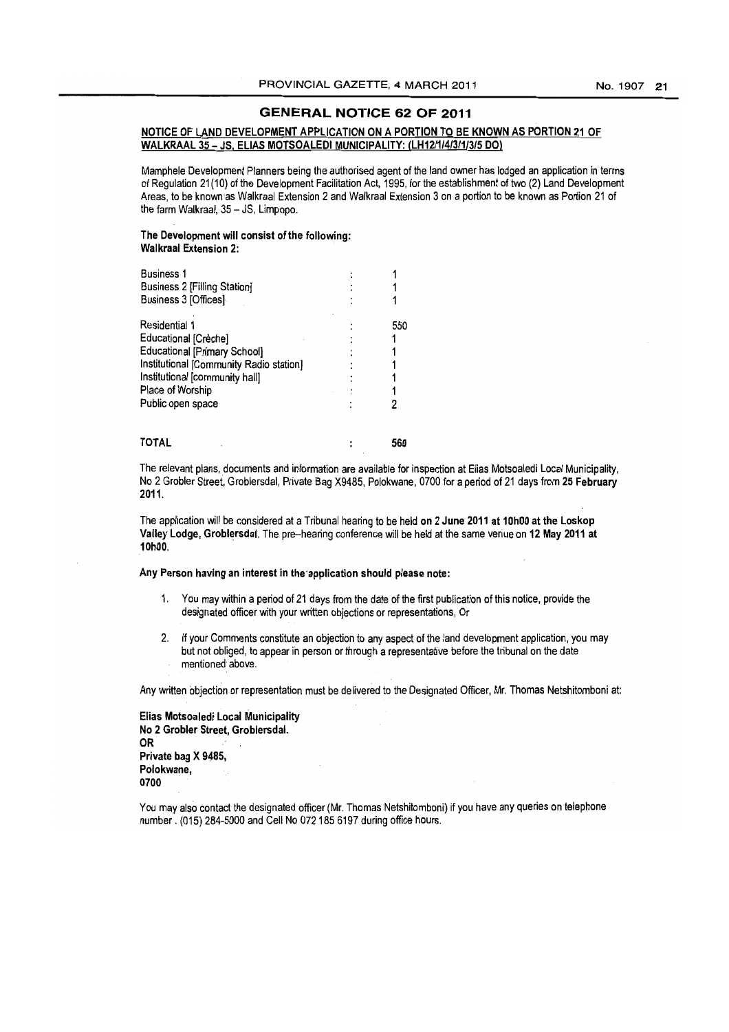## GENERAL NOTICE 62 OF 2011

**NOTICE OF LAND DEVELOPMENT APPLICATION ON A PORTION TO BE KNOWN AS PORTION 21 OF WALKRAAL 35 – JS, ELIAS MOTSOALEDI MUNICIPALITY: (LH12/1/4/3/1/3/5 DO)**

Mamphele Development Planners being the authorised agent of the land owner has lodged an application in terms of Regulation 21(10) of the Development Facilitation Act, 1995, for the establishment of two (2) Land Development Areas, to be known as Walkraal Extension 2 and Walkraal Extension 3 on a portion to be known as Portion 21 of the farm Walkraal, 35 – JS, Limpopo.

**The Development will consist of the following:**
**Walkraal Extension 2:**

| | | |
|---|---|---|
| Business 1 | : | 1 |
| Business 2 [Filling Station] | : | 1 |
| Business 3 [Offices] | : | 1 |
| Residential 1 | : | 550 |
| Educational [Crèche] | : | 1 |
| Educational [Primary School] | : | 1 |
| Institutional [Community Radio station] | : | 1 |
| Institutional [community hall] | : | 1 |
| Place of Worship | : | 1 |
| Public open space | : | 2 |
| **TOTAL** | : | **560** |

The relevant plans, documents and information are available for inspection at Elias Motsoaledi Local Municipality, No 2 Grobler Street, Groblersdal, Private Bag X9485, Polokwane, 0700 for a period of 21 days from **25 February 2011.**

The application will be considered at a Tribunal hearing to be held **on 2 June 2011 at 10h00 at the Loskop Valley Lodge, Groblersdal.** The pre–hearing conference will be held at the same venue on **12 May 2011 at 10h00.**

**Any Person having an interest in the application should please note:**

1. You may within a period of 21 days from the date of the first publication of this notice, provide the designated officer with your written objections or representations, Or
2. If your Comments constitute an objection to any aspect of the land development application, you may but not obliged, to appear in person or through a representative before the tribunal on the date mentioned above.

Any written objection or representation must be delivered to the Designated Officer, Mr. Thomas Netshitomboni at:

**Elias Motsoaledi Local Municipality**
**No 2 Grobler Street, Groblersdal.**
**OR**
**Private bag X 9485,**
**Polokwane,**
**0700**

You may also contact the designated officer (Mr. Thomas Netshitomboni) if you have any queries on telephone number . (015) 284-5000 and Cell No 072 185 6197 during office hours.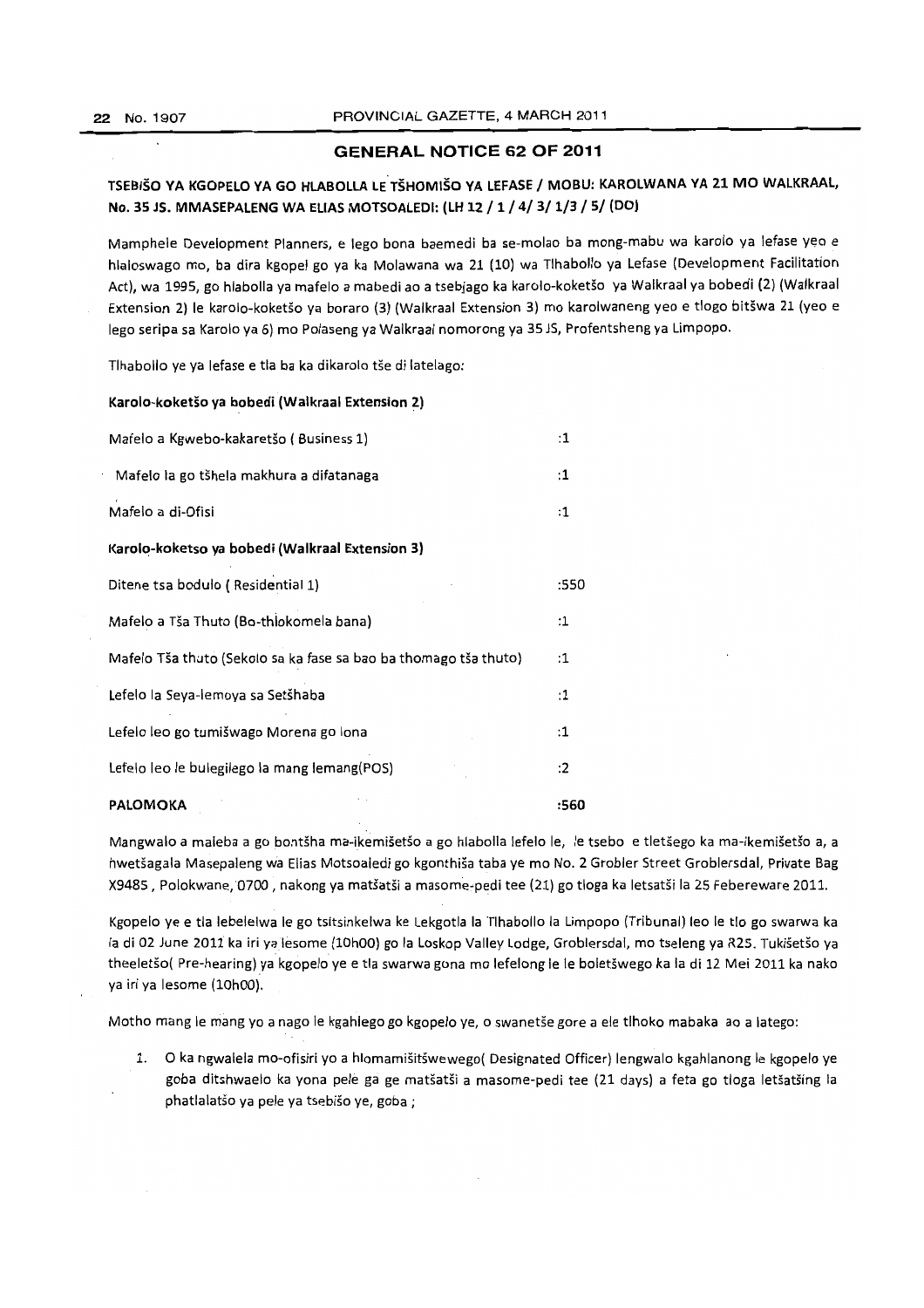## GENERAL NOTICE 62 OF 2011

### TSEBIŠO YA KGOPELO YA GO HLABOLLA LE TŠHOMIŠO YA LEFASE / MOBU: KAROLWANA YA 21 MO WALKRAAL, No. 35 JS. MMASEPALENG WA ELIAS MOTSOALEDI: (LH 12 / 1 / 4/ 3/ 1/3 / 5/ (DO)

Mamphele Development Planners, e lego bona baemedi ba se-molao ba mong-mabu wa karolo ya lefase yeo e hlaloswago mo, ba dira kgopel go ya ka Molawana wa 21 (10) wa Tlhabollo ya Lefase (Development Facilitation Act), wa 1995, go hlabolla ya mafelo a mabedi ao a tsebjago ka karolo-koketšo ya Walkraal ya bobedi (2) (Walkraal Extension 2) le karolo-koketšo ya boraro (3) (Walkraal Extension 3) mo karolwaneng yeo e tlogo bitšwa 21 (yeo e lego seripa sa Karolo ya 6) mo Polaseng ya Walkraal nomorong ya 35 JS, Profentsheng ya Limpopo.

Tlhabollo ye ya lefase e tla ba ka dikarolo tše di latelago:

**Karolo-koketšo ya bobedi (Walkraal Extension 2)**

| | |
|---|---|
| Mafelo a Kgwebo-kakaretšo ( Business 1) | :1 |
| Mafelo la go tšhela makhura a difatanaga | :1 |
| Mafelo a di-Ofisi | :1 |
| **Karolo-koketso ya bobedi (Walkraal Extension 3)** | |
| Ditene tsa bodulo ( Residential 1) | :550 |
| Mafelo a Tša Thuto (Bo-thlokomela bana) | :1 |
| Mafelo Tša thuto (Sekolo sa ka fase sa bao ba thomago tša thuto) | :1 |
| Lefelo la Seya-lemoya sa Setšhaba | :1 |
| Lefelo leo go tumišwago Morena go lona | :1 |
| Lefelo leo le bulegilego la mang lemang(POS) | :2 |
| **PALOMOKA** | **:560** |

Mangwalo a maleba a go bontšha ma-ikemišetšo a go hlabolla lefelo le, le tsebo e tletšego ka ma-ikemišetšo a, a hwetšagala Masepaleng wa Elias Motsoaledi go kgonthiša taba ye mo No. 2 Grobler Street Groblersdal, Private Bag X9485 , Polokwane, 0700 , nakong ya matšatši a masome-pedi tee (21) go tloga ka letsatši la 25 Febereware 2011.

Kgopelo ye e tla lebelelwa le go tsitsinkelwa ke Lekgotla la Tlhabollo la Limpopo (Tribunal) leo le tlo go swarwa ka la di 02 June 2011 ka iri ya lesome (10h00) go la Loskop Valley Lodge, Groblersdal, mo tseleng ya R25. Tukišetšo ya theeletšo( Pre-hearing) ya kgopelo ye e tla swarwa gona mo lefelong le le boletšwego ka la di 12 Mei 2011 ka nako ya iri ya lesome (10h00).

Motho mang le mang yo a nago le kgahlego go kgopelo ye, o swanetše gore a ele tlhoko mabaka ao a latego:

1. O ka ngwalela mo-ofisiri yo a hlomamišitšwewego( Designated Officer) lengwalo kgahlanong le kgopelo ye goba ditshwaelo ka yona pele ga ge matšatši a masome-pedi tee (21 days) a feta go tloga letšatšing la phatlalatšo ya pele ya tsebišo ye, goba ;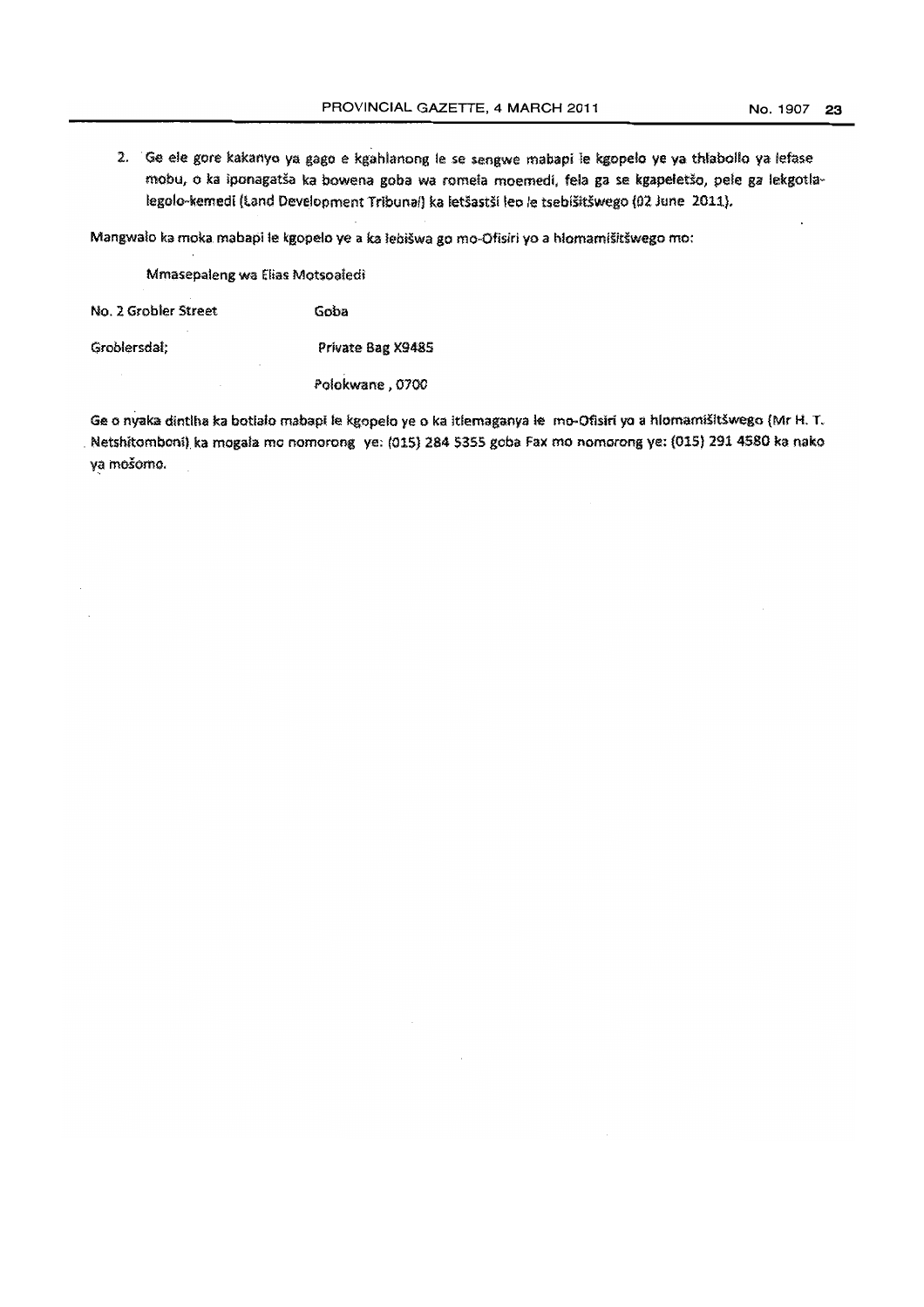2. Ge ele gore kakanyo ya gago e kgahlanong le se sengwe mabapi le kgopelo ye ya thlabollo ya lefase mobu, o ka iponagatša ka bowena goba wa romela moemedi, fela ga se kgapeletšo, pele ga lekgotla-legolo-kemedi (Land Development Tribunal) ka letšatši leo le tsebišitšwego (02 June 2011).

Mangwalo ka moka mabapi le kgopelo ye a ka lebišwa go mo-Ofisiri yo a hlomamišitšwego mo:

Mmasepaleng wa Elias Motsoaledi

| | |
|---|---|
| No. 2 Grobler Street | Goba |
| Groblersdal; | Private Bag X9485 |
| | Polokwane , 0700 |

Ge o nyaka dintlha ka botlalo mabapi le kgopelo ye o ka itlemaganya le mo-Ofisiri yo a hlomamišitšwego (Mr H. T. Netshitomboni) ka mogala mo nomorong ye: (015) 284 5355 goba Fax mo nomorong ye: (015) 291 4580 ka nako ya mošomo.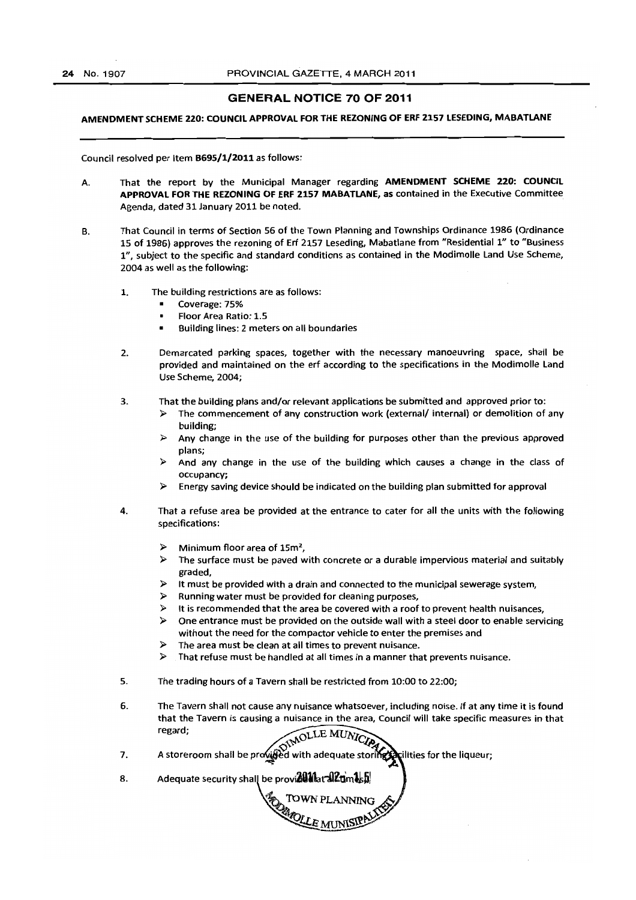## GENERAL NOTICE 70 OF 2011

**AMENDMENT SCHEME 220: COUNCIL APPROVAL FOR THE REZONING OF ERF 2157 LESEDING, MABATLANE**

Council resolved per Item **B695/1/2011** as follows:

A. That the report by the Municipal Manager regarding **AMENDMENT SCHEME 220: COUNCIL APPROVAL FOR THE REZONING OF ERF 2157 MABATLANE,** as contained in the Executive Committee Agenda, dated 31 January 2011 be noted.

B. That Council in terms of Section 56 of the Town Planning and Townships Ordinance 1986 (Ordinance 15 of 1986) approves the rezoning of Erf 2157 Leseding, Mabatlane from "Residential 1" to "Business 1", subject to the specific and standard conditions as contained in the Modimolle Land Use Scheme, 2004 as well as the following:

1. The building restrictions are as follows:
   - Coverage: 75%
   - Floor Area Ratio: 1.5
   - Building lines: 2 meters on all boundaries

2. Demarcated parking spaces, together with the necessary manoeuvring space, shall be provided and maintained on the erf according to the specifications in the Modimolle Land Use Scheme, 2004;

3. That the building plans and/or relevant applications be submitted and approved prior to:
   - The commencement of any construction work (external/ internal) or demolition of any building;
   - Any change in the use of the building for purposes other than the previous approved plans;
   - And any change in the use of the building which causes a change in the class of occupancy;
   - Energy saving device should be indicated on the building plan submitted for approval

4. That a refuse area be provided at the entrance to cater for all the units with the following specifications:
   - Minimum floor area of 15m²,
   - The surface must be paved with concrete or a durable impervious material and suitably graded,
   - It must be provided with a drain and connected to the municipal sewerage system,
   - Running water must be provided for cleaning purposes,
   - It is recommended that the area be covered with a roof to prevent health nuisances,
   - One entrance must be provided on the outside wall with a steel door to enable servicing without the need for the compactor vehicle to enter the premises and
   - The area must be clean at all times to prevent nuisance.
   - That refuse must be handled at all times in a manner that prevents nuisance.

5. The trading hours of a Tavern shall be restricted from 10:00 to 22:00;

6. The Tavern shall not cause any nuisance whatsoever, including noise. If at any time it is found that the Tavern is causing a nuisance in the area, Council will take specific measures in that regard;

7. A storeroom shall be provided with adequate storing facilities for the liqueur;

8. Adequate security shall be provided at all times.

MODIMOLLE MUNICIPALITY
2011-02-15
TOWN PLANNING
MODIMOLLE MUNISIPALITEIT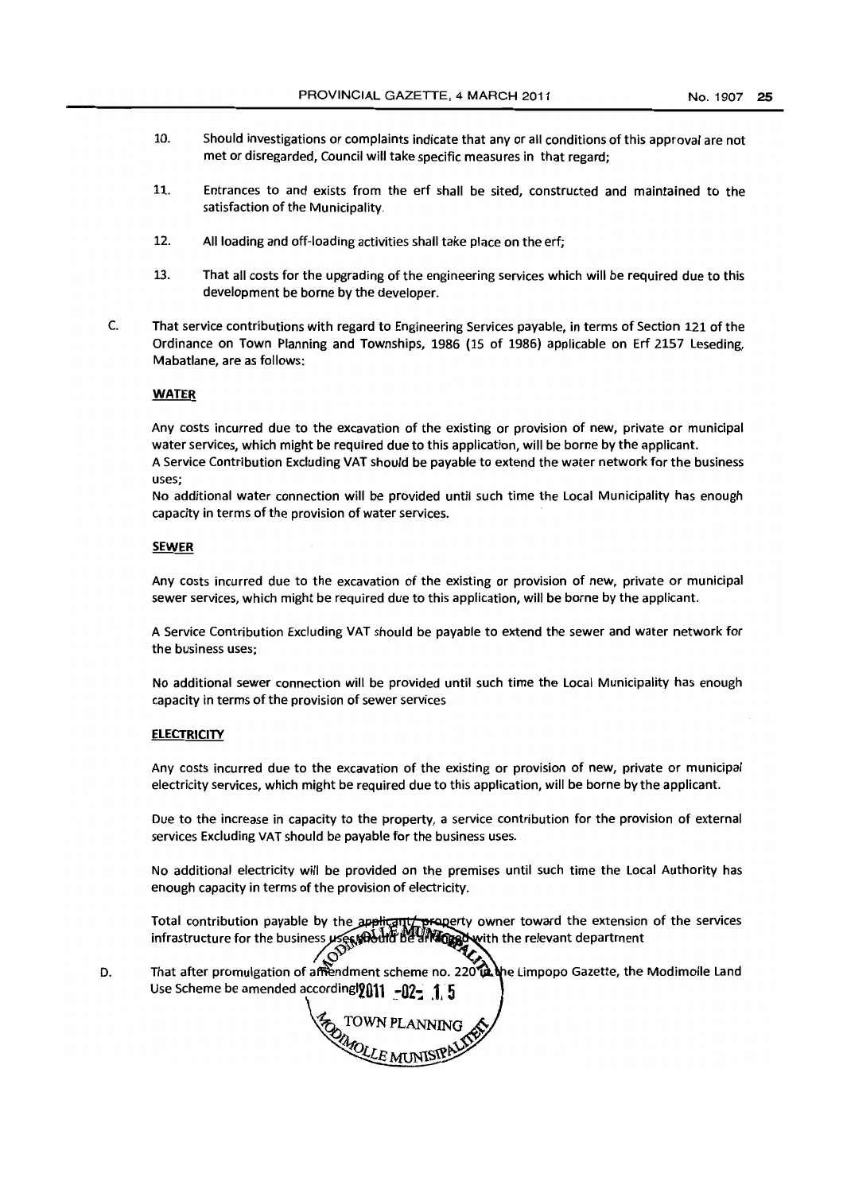10. Should investigations or complaints indicate that any or all conditions of this approval are not met or disregarded, Council will take specific measures in that regard;

11. Entrances to and exists from the erf shall be sited, constructed and maintained to the satisfaction of the Municipality.

12. All loading and off-loading activities shall take place on the erf;

13. That all costs for the upgrading of the engineering services which will be required due to this development be borne by the developer.

C. That service contributions with regard to Engineering Services payable, in terms of Section 121 of the Ordinance on Town Planning and Townships, 1986 (15 of 1986) applicable on Erf 2157 Leseding, Mabatlane, are as follows:

**WATER**

Any costs incurred due to the excavation of the existing or provision of new, private or municipal water services, which might be required due to this application, will be borne by the applicant.
A Service Contribution Excluding VAT should be payable to extend the water network for the business uses;
No additional water connection will be provided until such time the Local Municipality has enough capacity in terms of the provision of water services.

**SEWER**

Any costs incurred due to the excavation of the existing or provision of new, private or municipal sewer services, which might be required due to this application, will be borne by the applicant.

A Service Contribution Excluding VAT should be payable to extend the sewer and water network for the business uses;

No additional sewer connection will be provided until such time the Local Municipality has enough capacity in terms of the provision of sewer services

**ELECTRICITY**

Any costs incurred due to the excavation of the existing or provision of new, private or municipal electricity services, which might be required due to this application, will be borne by the applicant.

Due to the increase in capacity to the property, a service contribution for the provision of external services Excluding VAT should be payable for the business uses.

No additional electricity will be provided on the premises until such time the Local Authority has enough capacity in terms of the provision of electricity.

Total contribution payable by the applicant/ property owner toward the extension of the services infrastructure for the business uses should be arranged with the relevant department

D. That after promulgation of amendment scheme no. 220 in the Limpopo Gazette, the Modimolle Land Use Scheme be amended accordingly.

MODIMOLLE MUNICIPALITY
2011 -02- 15
TOWN PLANNING
MODIMOLLE MUNISIPALITEIT